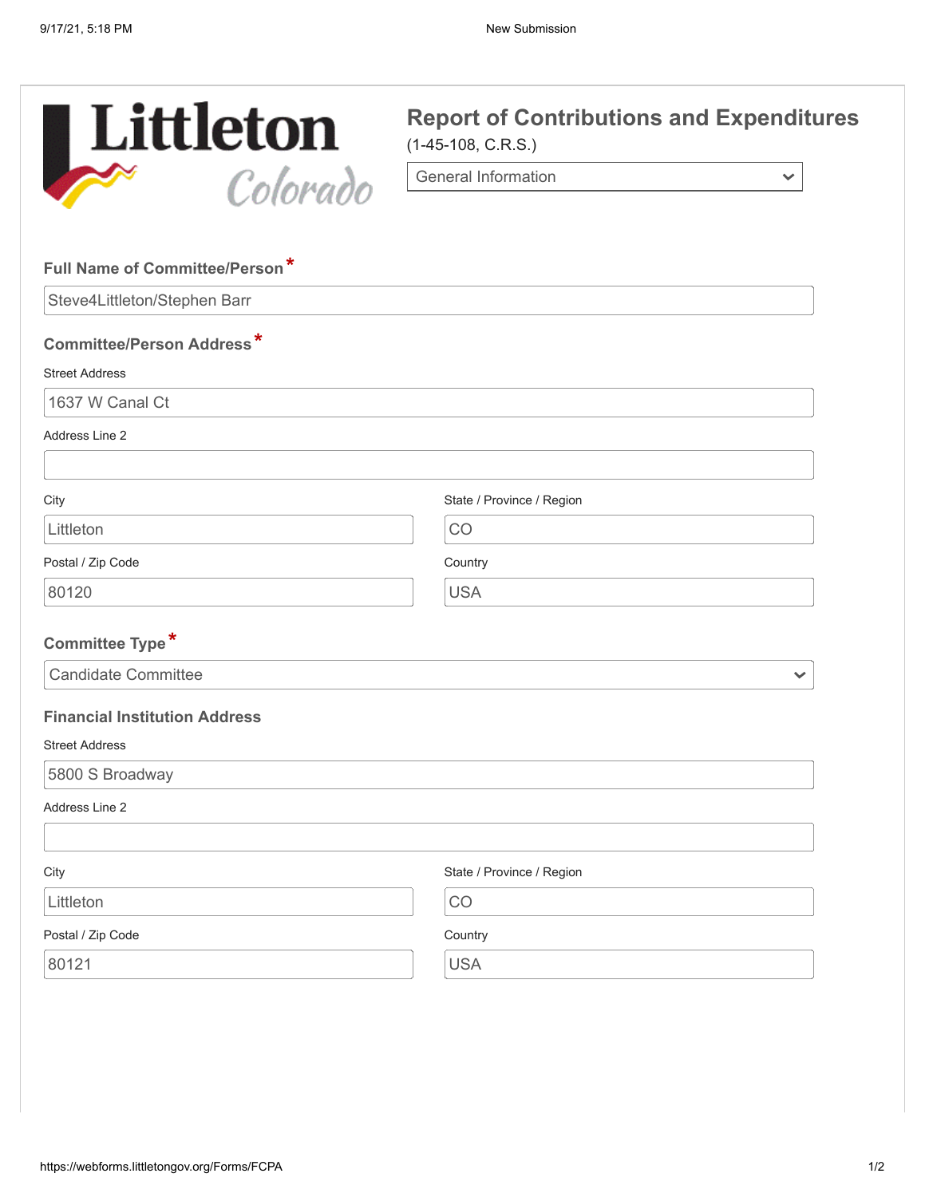Littleton Colorado

# Report of Contributions and Expenditures

(1-45-108, C.R.S.)

General Information

**Full Name of Committee/Person** *

Steve4Littleton/Stephen Barr

**Committee/Person Address** *

Street Address

1637 W Canal Ct

Address Line 2

City

Littleton

State / Province / Region

CO

Postal / Zip Code

80120

Country

USA

**Committee Type** *

Candidate Committee

**Financial Institution Address**

Street Address

5800 S Broadway

Address Line 2

City

Littleton

State / Province / Region

CO

Postal / Zip Code

80121

Country

USA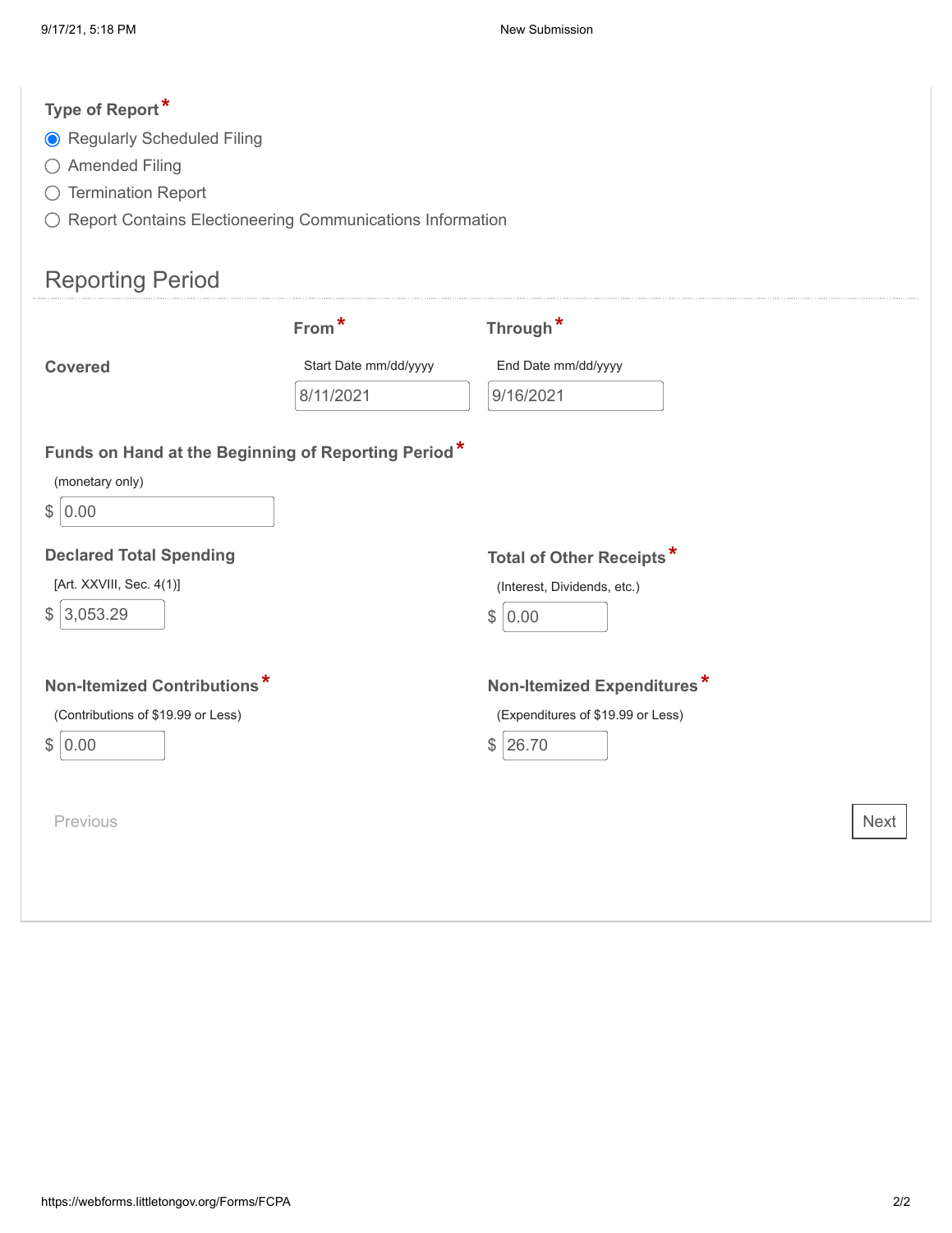**Type of Report** *

- (•) Regularly Scheduled Filing
- ( ) Amended Filing
- ( ) Termination Report
- ( ) Report Contains Electioneering Communications Information

## Reporting Period

| | From * | Through * |
|---|---|---|
| **Covered** | Start Date mm/dd/yyyy | End Date mm/dd/yyyy |
| | 8/11/2021 | 9/16/2021 |

**Funds on Hand at the Beginning of Reporting Period** *

(monetary only)

$ 0.00

**Declared Total Spending**

[Art. XXVIII, Sec. 4(1)]

$ 3,053.29

**Total of Other Receipts** *

(Interest, Dividends, etc.)

$ 0.00

**Non-Itemized Contributions** *

(Contributions of $19.99 or Less)

$ 0.00

**Non-Itemized Expenditures** *

(Expenditures of $19.99 or Less)

$ 26.70

Previous

Next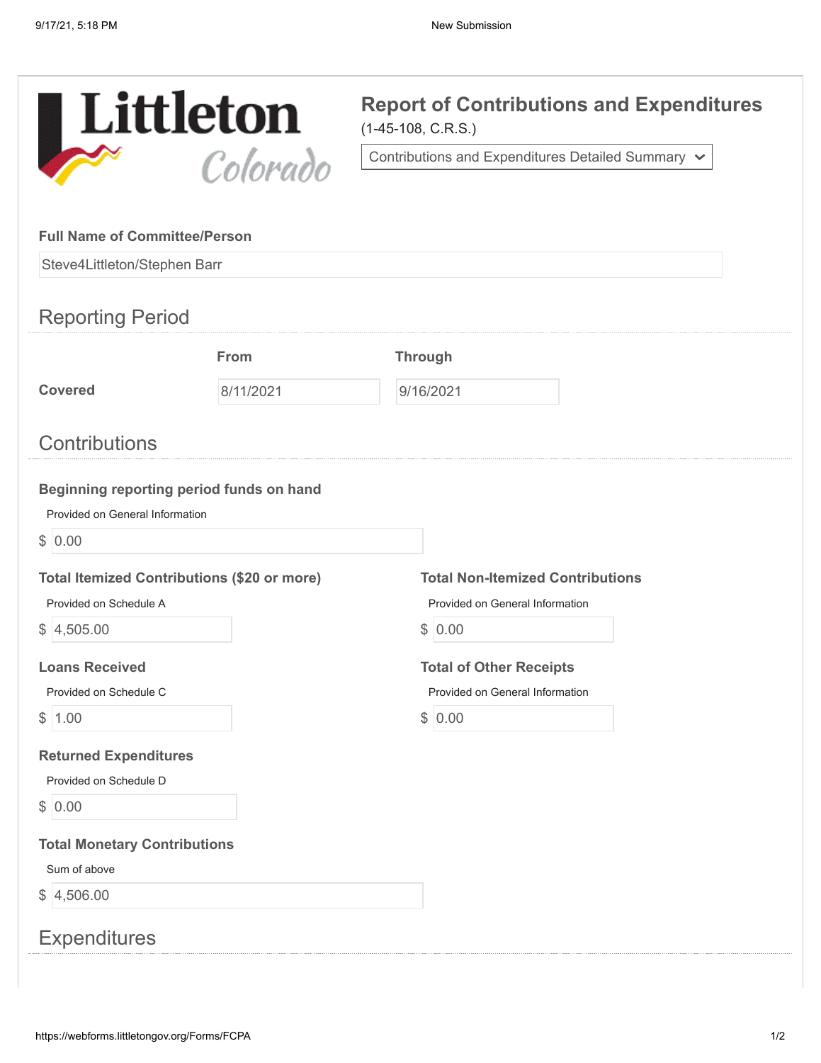Littleton Colorado

# Report of Contributions and Expenditures

(1-45-108, C.R.S.)

Contributions and Expenditures Detailed Summary

**Full Name of Committee/Person**

Steve4Littleton/Stephen Barr

## Reporting Period

| | From | Through |
|---|---|---|
| **Covered** | 8/11/2021 | 9/16/2021 |

## Contributions

**Beginning reporting period funds on hand**

Provided on General Information

$ 0.00

**Total Itemized Contributions ($20 or more)**

Provided on Schedule A

$ 4,505.00

**Total Non-Itemized Contributions**

Provided on General Information

$ 0.00

**Loans Received**

Provided on Schedule C

$ 1.00

**Total of Other Receipts**

Provided on General Information

$ 0.00

**Returned Expenditures**

Provided on Schedule D

$ 0.00

**Total Monetary Contributions**

Sum of above

$ 4,506.00

## Expenditures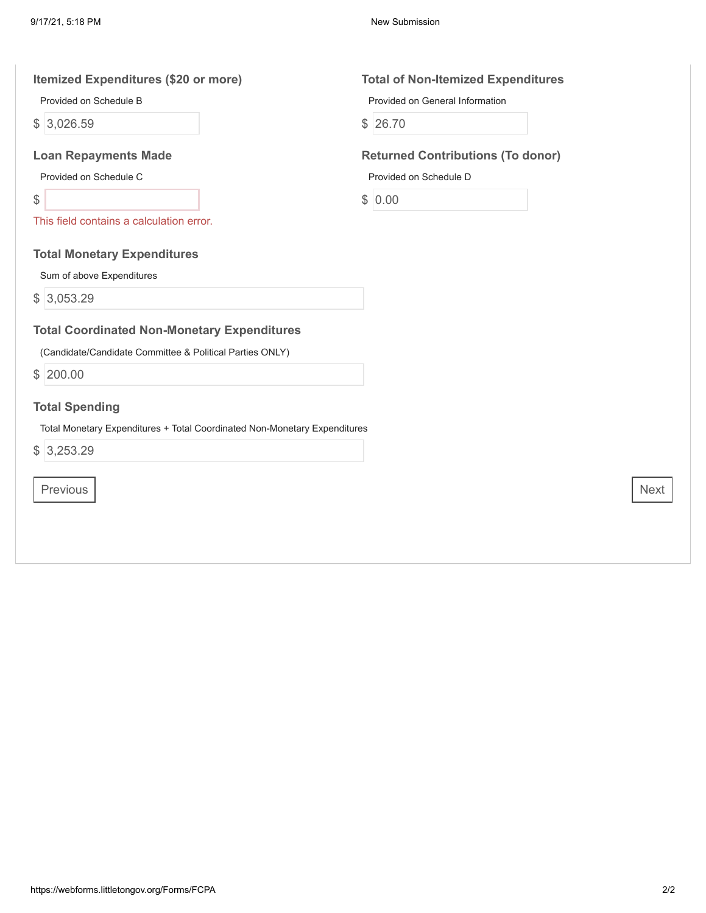### Itemized Expenditures ($20 or more)

Provided on Schedule B

$ 3,026.59

### Total of Non-Itemized Expenditures

Provided on General Information

$ 26.70

### Loan Repayments Made

Provided on Schedule C

$

This field contains a calculation error.

### Returned Contributions (To donor)

Provided on Schedule D

$ 0.00

### Total Monetary Expenditures

Sum of above Expenditures

$ 3,053.29

### Total Coordinated Non-Monetary Expenditures

(Candidate/Candidate Committee & Political Parties ONLY)

$ 200.00

### Total Spending

Total Monetary Expenditures + Total Coordinated Non-Monetary Expenditures

$ 3,253.29

Previous

Next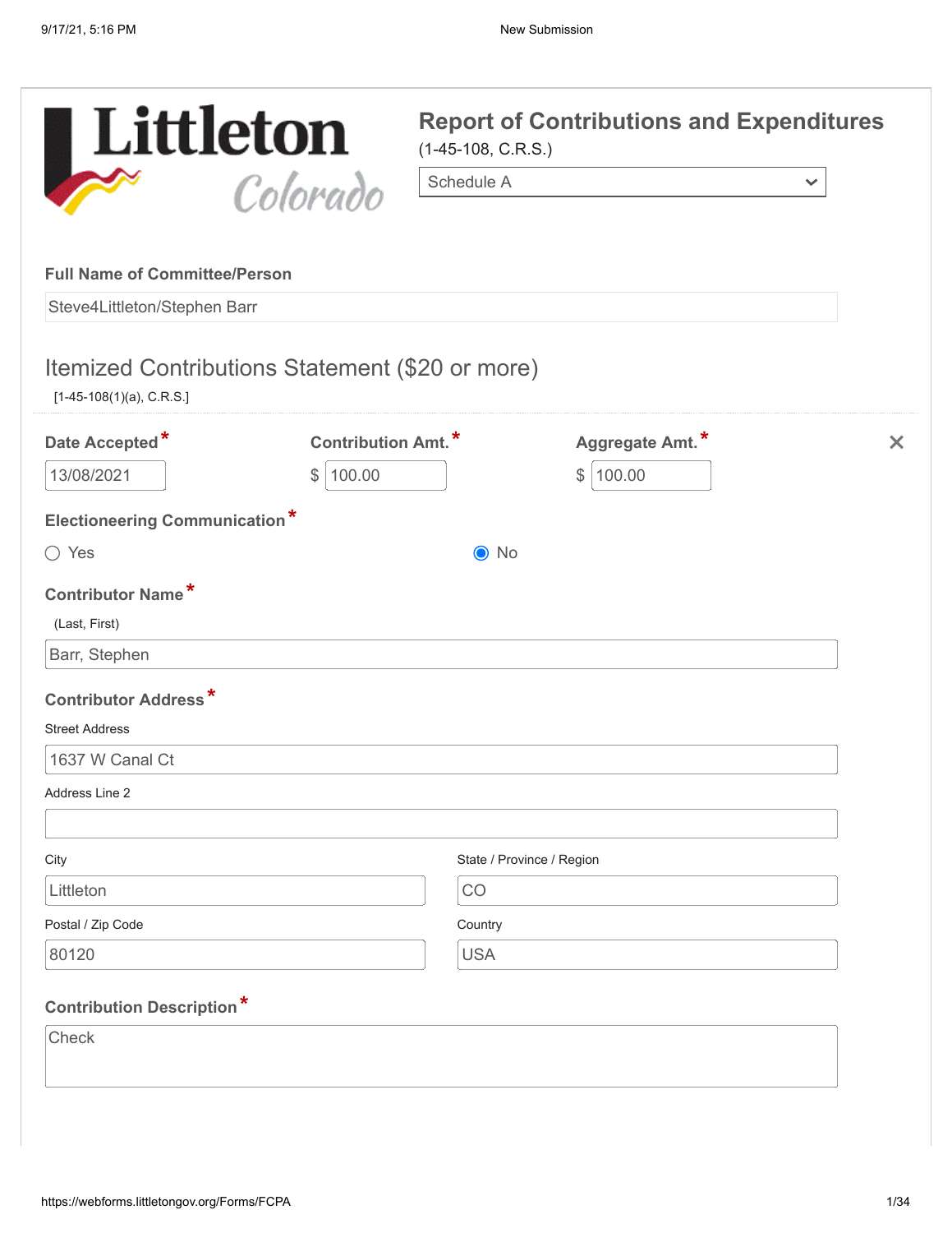Littleton Colorado

# Report of Contributions and Expenditures

(1-45-108, C.R.S.)

Schedule A

**Full Name of Committee/Person**

Steve4Littleton/Stephen Barr

## Itemized Contributions Statement ($20 or more)

[1-45-108(1)(a), C.R.S.]

| Date Accepted* | Contribution Amt.* | Aggregate Amt.* |
| --- | --- | --- |
| 13/08/2021 | $ 100.00 | $ 100.00 |

**Electioneering Communication***

○ Yes ◉ No

**Contributor Name***

(Last, First)

Barr, Stephen

**Contributor Address***

Street Address

1637 W Canal Ct

Address Line 2

City

Littleton

State / Province / Region

CO

Postal / Zip Code

80120

Country

USA

**Contribution Description***

Check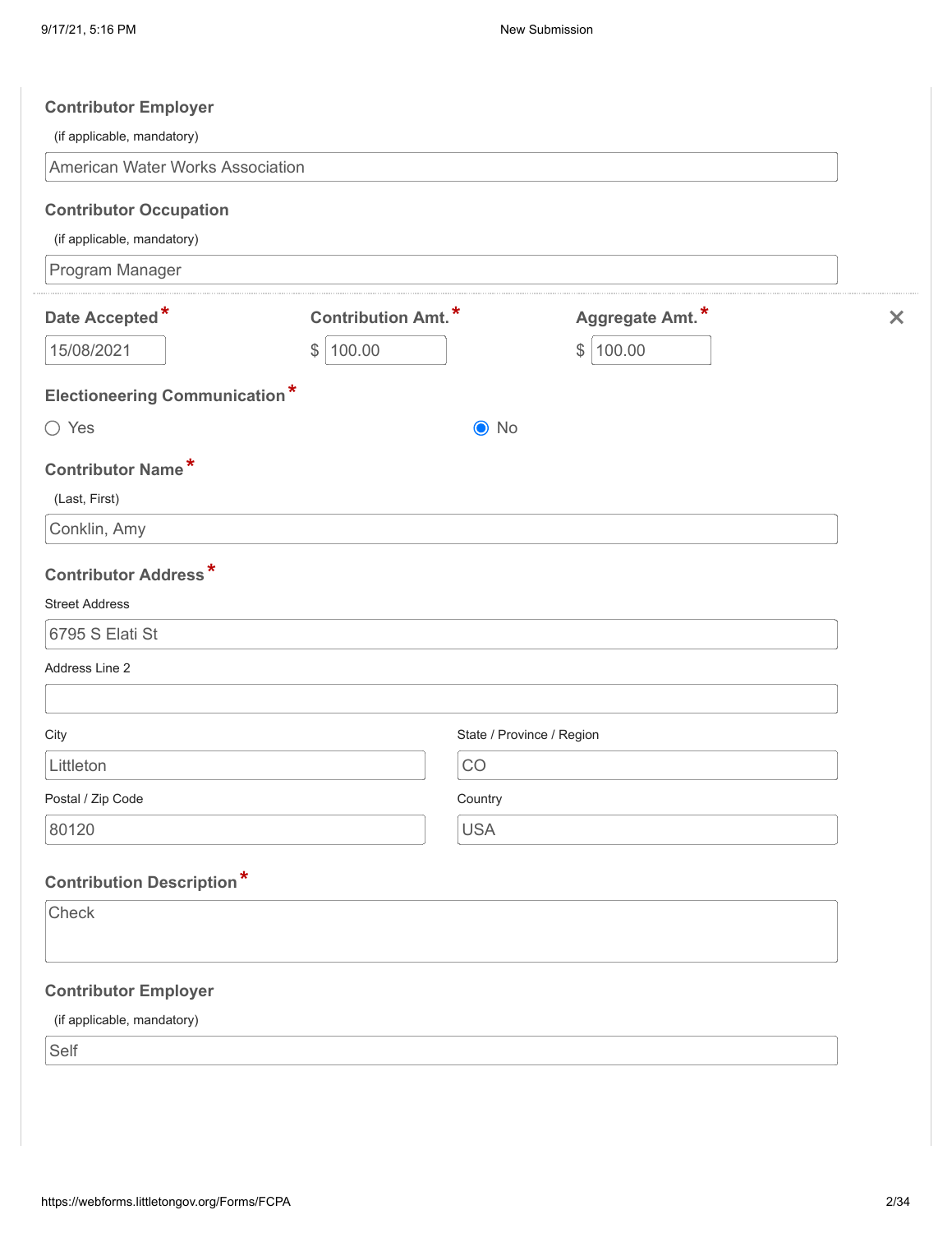**Contributor Employer**

(if applicable, mandatory)

American Water Works Association

**Contributor Occupation**

(if applicable, mandatory)

Program Manager

---

| **Date Accepted** * | **Contribution Amt.** * | **Aggregate Amt.** * |
|---|---|---|
| 15/08/2021 | $ 100.00 | $ 100.00 |

**Electioneering Communication** *

○ Yes ◉ No

**Contributor Name** *

(Last, First)

Conklin, Amy

**Contributor Address** *

Street Address

6795 S Elati St

Address Line 2

City

Littleton

State / Province / Region

CO

Postal / Zip Code

80120

Country

USA

**Contribution Description** *

Check

**Contributor Employer**

(if applicable, mandatory)

Self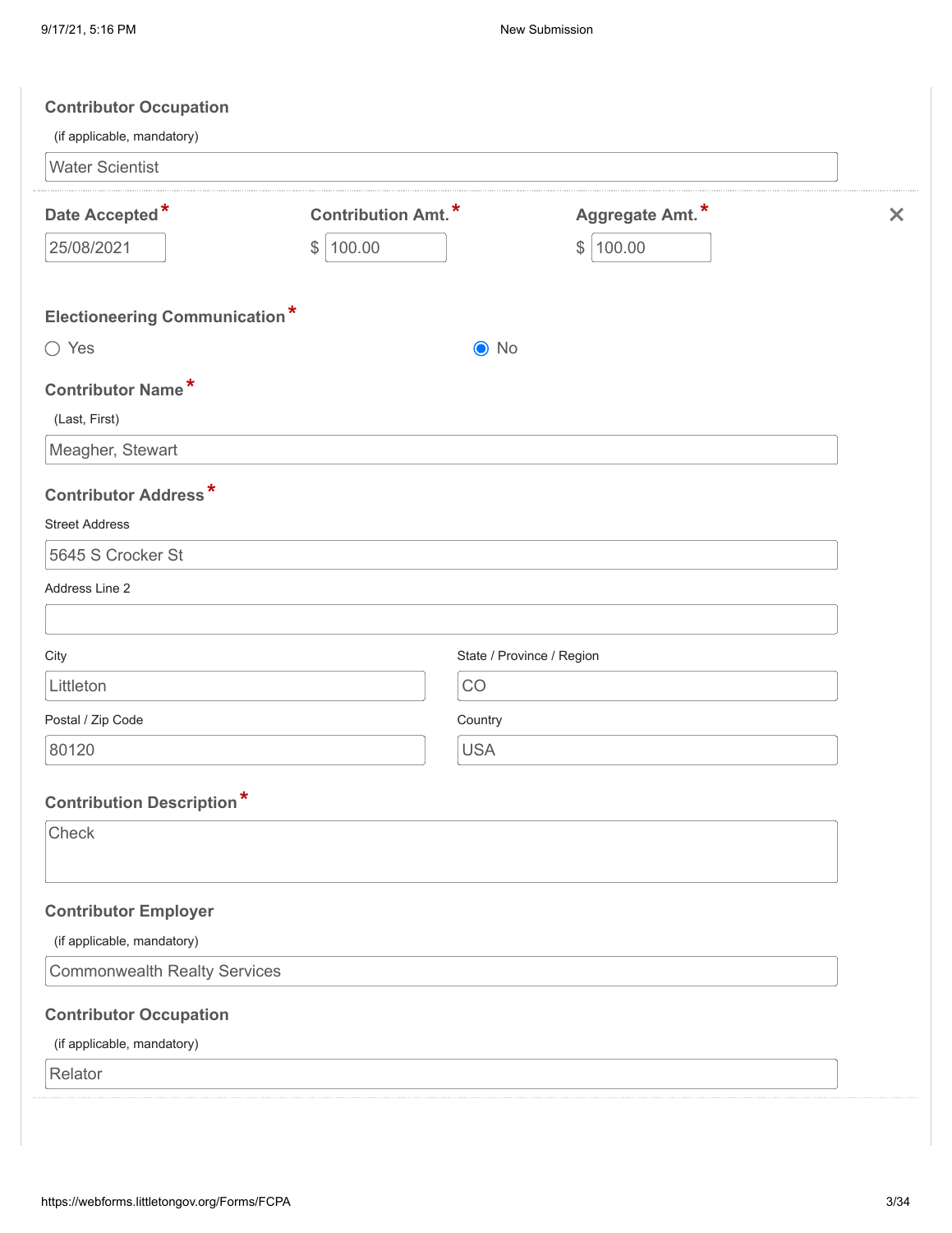**Contributor Occupation**

(if applicable, mandatory)

Water Scientist

---

| Date Accepted* | Contribution Amt.* | Aggregate Amt.* |
|---|---|---|
| 25/08/2021 | $ 100.00 | $ 100.00 |

**Electioneering Communication***

- ( ) Yes
- (●) No

**Contributor Name***

(Last, First)

Meagher, Stewart

**Contributor Address***

Street Address

5645 S Crocker St

Address Line 2

City: Littleton

State / Province / Region: CO

Postal / Zip Code: 80120

Country: USA

**Contribution Description***

Check

**Contributor Employer**

(if applicable, mandatory)

Commonwealth Realty Services

**Contributor Occupation**

(if applicable, mandatory)

Relator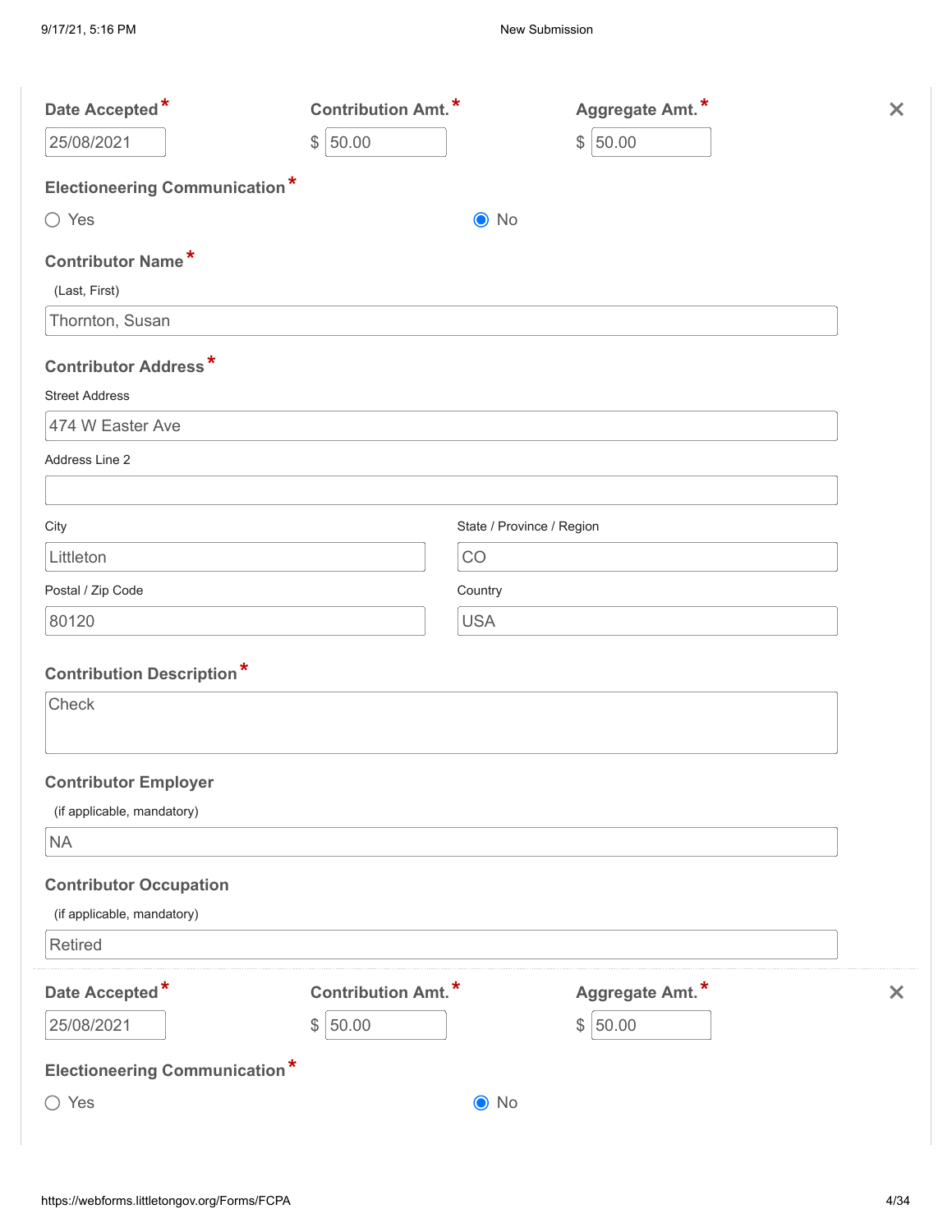**Date Accepted*** 25/08/2021

**Contribution Amt.*** $ 50.00

**Aggregate Amt.*** $ 50.00

**Electioneering Communication***

- ○ Yes
- ◉ No

**Contributor Name***

(Last, First)

Thornton, Susan

**Contributor Address***

Street Address

474 W Easter Ave

Address Line 2

City

Littleton

State / Province / Region

CO

Postal / Zip Code

80120

Country

USA

**Contribution Description***

Check

**Contributor Employer**

(if applicable, mandatory)

NA

**Contributor Occupation**

(if applicable, mandatory)

Retired

---

**Date Accepted*** 25/08/2021

**Contribution Amt.*** $ 50.00

**Aggregate Amt.*** $ 50.00

**Electioneering Communication***

- ○ Yes
- ◉ No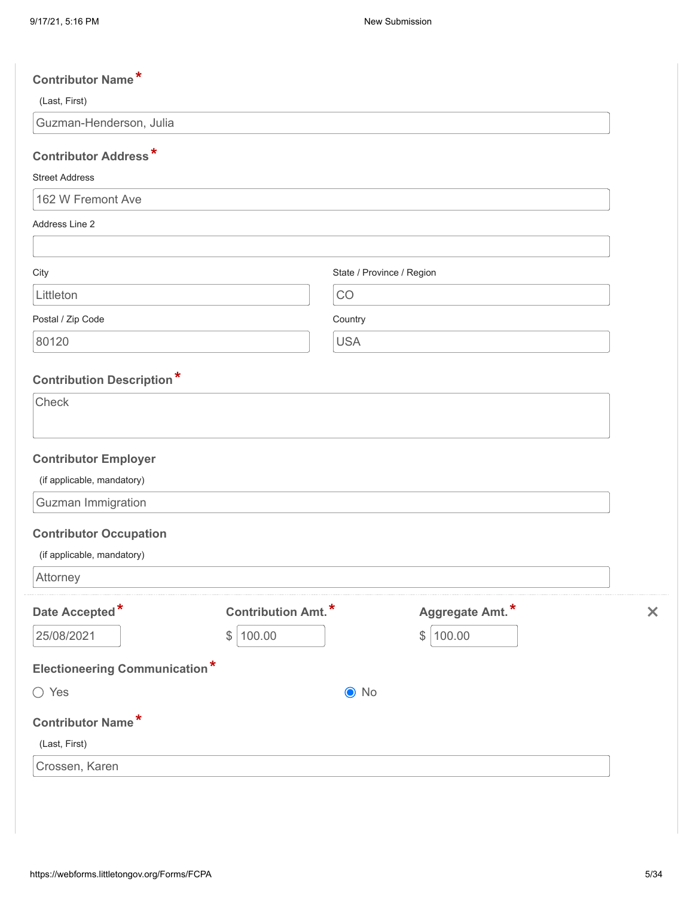**Contributor Name** *

(Last, First)

Guzman-Henderson, Julia

**Contributor Address** *

Street Address

162 W Fremont Ave

Address Line 2

City

Littleton

State / Province / Region

CO

Postal / Zip Code

80120

Country

USA

**Contribution Description** *

Check

**Contributor Employer**

(if applicable, mandatory)

Guzman Immigration

**Contributor Occupation**

(if applicable, mandatory)

Attorney

| Date Accepted * | Contribution Amt. * | Aggregate Amt. * |
|---|---|---|
| 25/08/2021 | $ 100.00 | $ 100.00 |

**Electioneering Communication** *

○ Yes

◉ No

**Contributor Name** *

(Last, First)

Crossen, Karen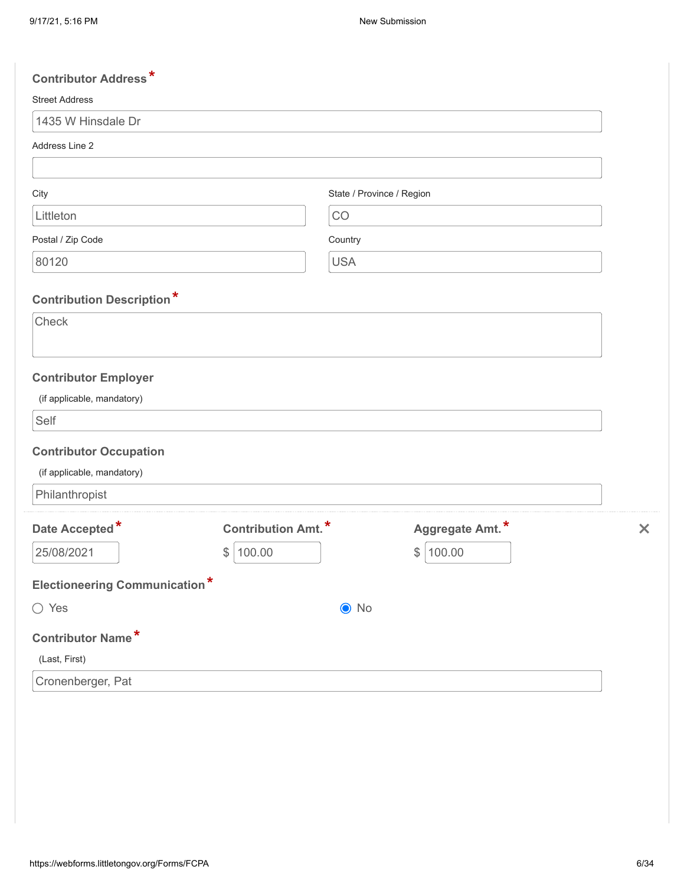**Contributor Address** *

Street Address

1435 W Hinsdale Dr

Address Line 2

City

Littleton

State / Province / Region

CO

Postal / Zip Code

80120

Country

USA

**Contribution Description** *

Check

**Contributor Employer**

(if applicable, mandatory)

Self

**Contributor Occupation**

(if applicable, mandatory)

Philanthropist

| **Date Accepted** * | **Contribution Amt.** * | **Aggregate Amt.** * |
|---|---|---|
| 25/08/2021 | $ 100.00 | $ 100.00 |

**Electioneering Communication** *

○ Yes    ◉ No

**Contributor Name** *

(Last, First)

Cronenberger, Pat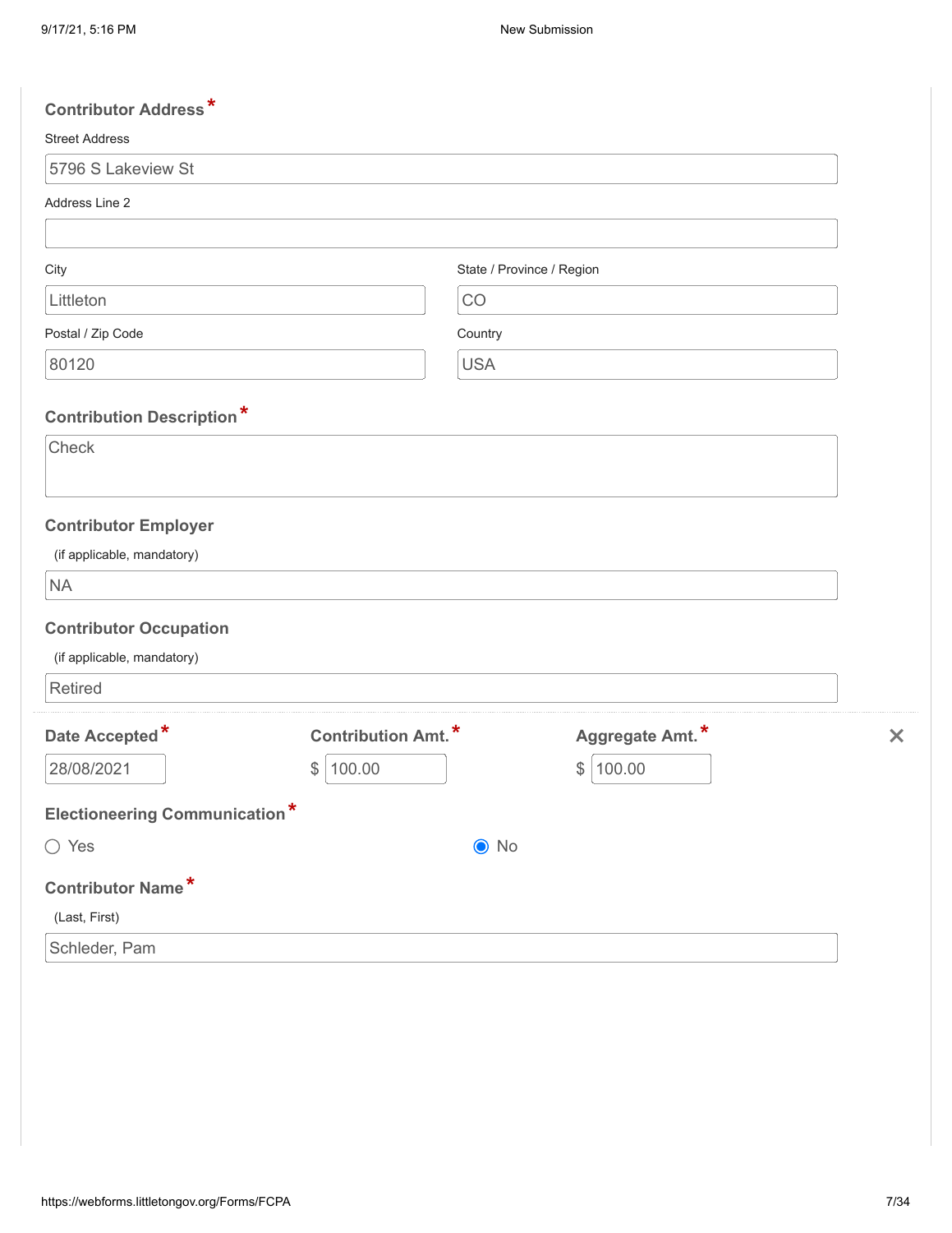**Contributor Address** *

Street Address

5796 S Lakeview St

Address Line 2

City

Littleton

State / Province / Region

CO

Postal / Zip Code

80120

Country

USA

**Contribution Description** *

Check

**Contributor Employer**

(if applicable, mandatory)

NA

**Contributor Occupation**

(if applicable, mandatory)

Retired

| **Date Accepted** * | **Contribution Amt.** * | **Aggregate Amt.** * |
|---|---|---|
| 28/08/2021 | $ 100.00 | $ 100.00 |

**Electioneering Communication** *

○ Yes ◉ No

**Contributor Name** *

(Last, First)

Schleder, Pam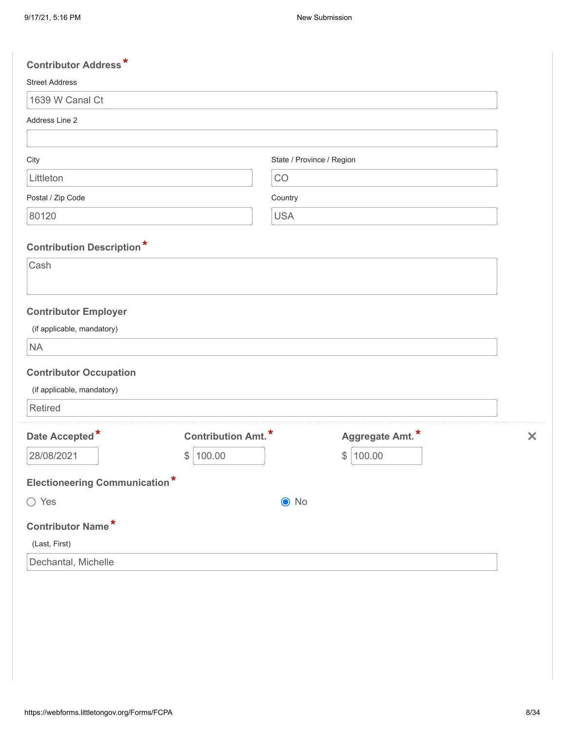**Contributor Address***

Street Address

1639 W Canal Ct

Address Line 2

City

Littleton

State / Province / Region

CO

Postal / Zip Code

80120

Country

USA

**Contribution Description***

Cash

**Contributor Employer**

(if applicable, mandatory)

NA

**Contributor Occupation**

(if applicable, mandatory)

Retired

| Date Accepted* | Contribution Amt.* | Aggregate Amt.* |
|---|---|---|
| 28/08/2021 | $ 100.00 | $ 100.00 |

**Electioneering Communication***

○ Yes ● No

**Contributor Name***

(Last, First)

Dechantal, Michelle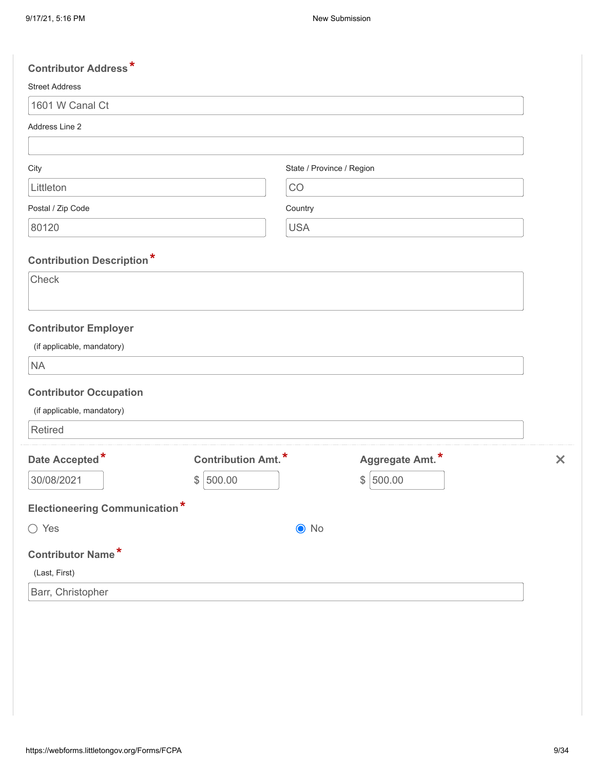**Contributor Address** *

Street Address

1601 W Canal Ct

Address Line 2

City

Littleton

State / Province / Region

CO

Postal / Zip Code

80120

Country

USA

**Contribution Description** *

Check

**Contributor Employer**

(if applicable, mandatory)

NA

**Contributor Occupation**

(if applicable, mandatory)

Retired

| Date Accepted * | Contribution Amt. * | Aggregate Amt. * |
|---|---|---|
| 30/08/2021 | $ 500.00 | $ 500.00 |

**Electioneering Communication** *

○ Yes ◉ No

**Contributor Name** *

(Last, First)

Barr, Christopher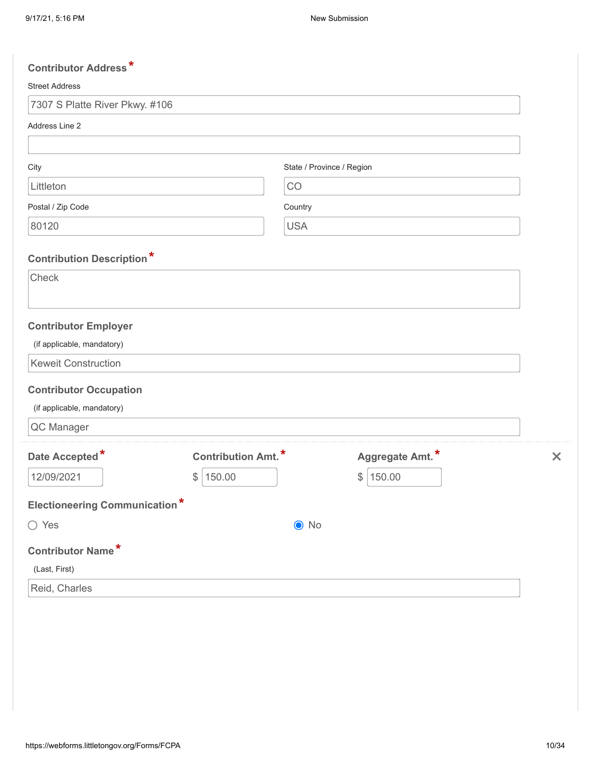**Contributor Address** *

Street Address

7307 S Platte River Pkwy. #106

Address Line 2

City

Littleton

State / Province / Region

CO

Postal / Zip Code

80120

Country

USA

**Contribution Description** *

Check

**Contributor Employer**

(if applicable, mandatory)

Keweit Construction

**Contributor Occupation**

(if applicable, mandatory)

QC Manager

**Date Accepted** *

12/09/2021

**Contribution Amt.** *

$ 150.00

**Aggregate Amt.** *

$ 150.00

**Electioneering Communication** *

○ Yes

◉ No

**Contributor Name** *

(Last, First)

Reid, Charles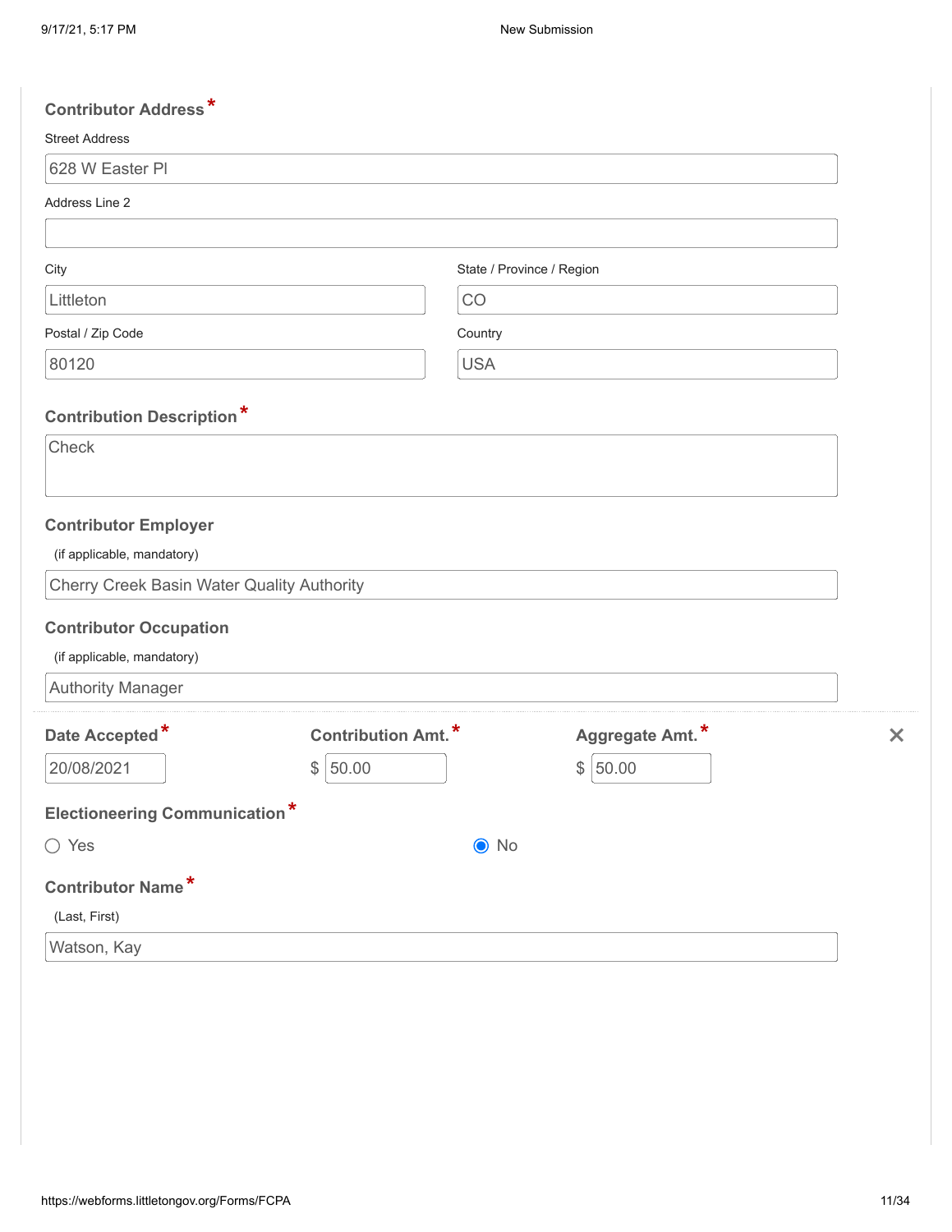**Contributor Address** *

Street Address

628 W Easter Pl

Address Line 2

City

Littleton

State / Province / Region

CO

Postal / Zip Code

80120

Country

USA

**Contribution Description** *

Check

**Contributor Employer**

(if applicable, mandatory)

Cherry Creek Basin Water Quality Authority

**Contributor Occupation**

(if applicable, mandatory)

Authority Manager

| Date Accepted * | Contribution Amt. * | Aggregate Amt. * |
|---|---|---|
| 20/08/2021 | $ 50.00 | $ 50.00 |

**Electioneering Communication** *

○ Yes

◉ No

**Contributor Name** *

(Last, First)

Watson, Kay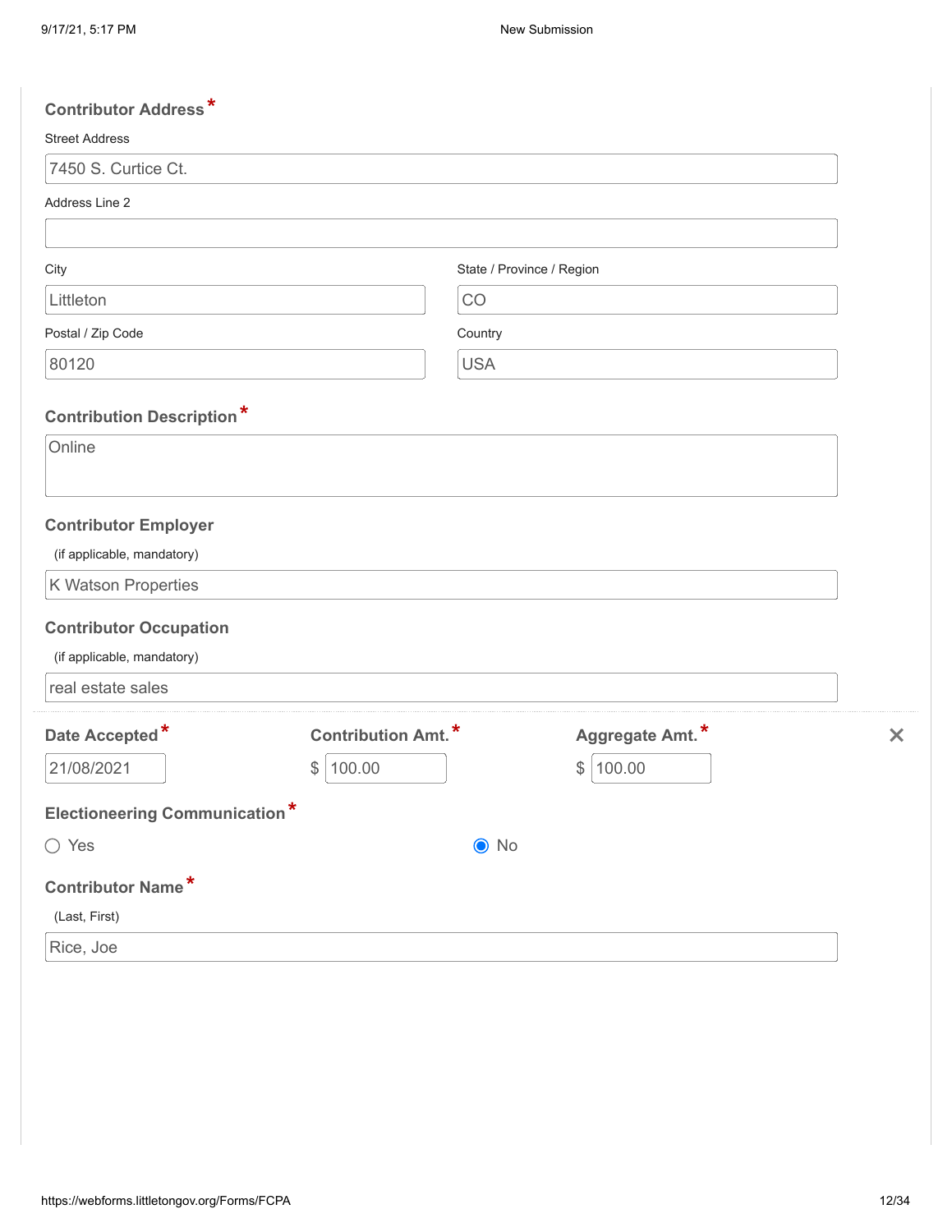**Contributor Address** *

Street Address

7450 S. Curtice Ct.

Address Line 2

City

Littleton

State / Province / Region

CO

Postal / Zip Code

80120

Country

USA

**Contribution Description** *

Online

**Contributor Employer**

(if applicable, mandatory)

K Watson Properties

**Contributor Occupation**

(if applicable, mandatory)

real estate sales

| **Date Accepted** * | **Contribution Amt.** * | **Aggregate Amt.** * |
|---|---|---|
| 21/08/2021 | $ 100.00 | $ 100.00 |

**Electioneering Communication** *

○ Yes ◉ No

**Contributor Name** *

(Last, First)

Rice, Joe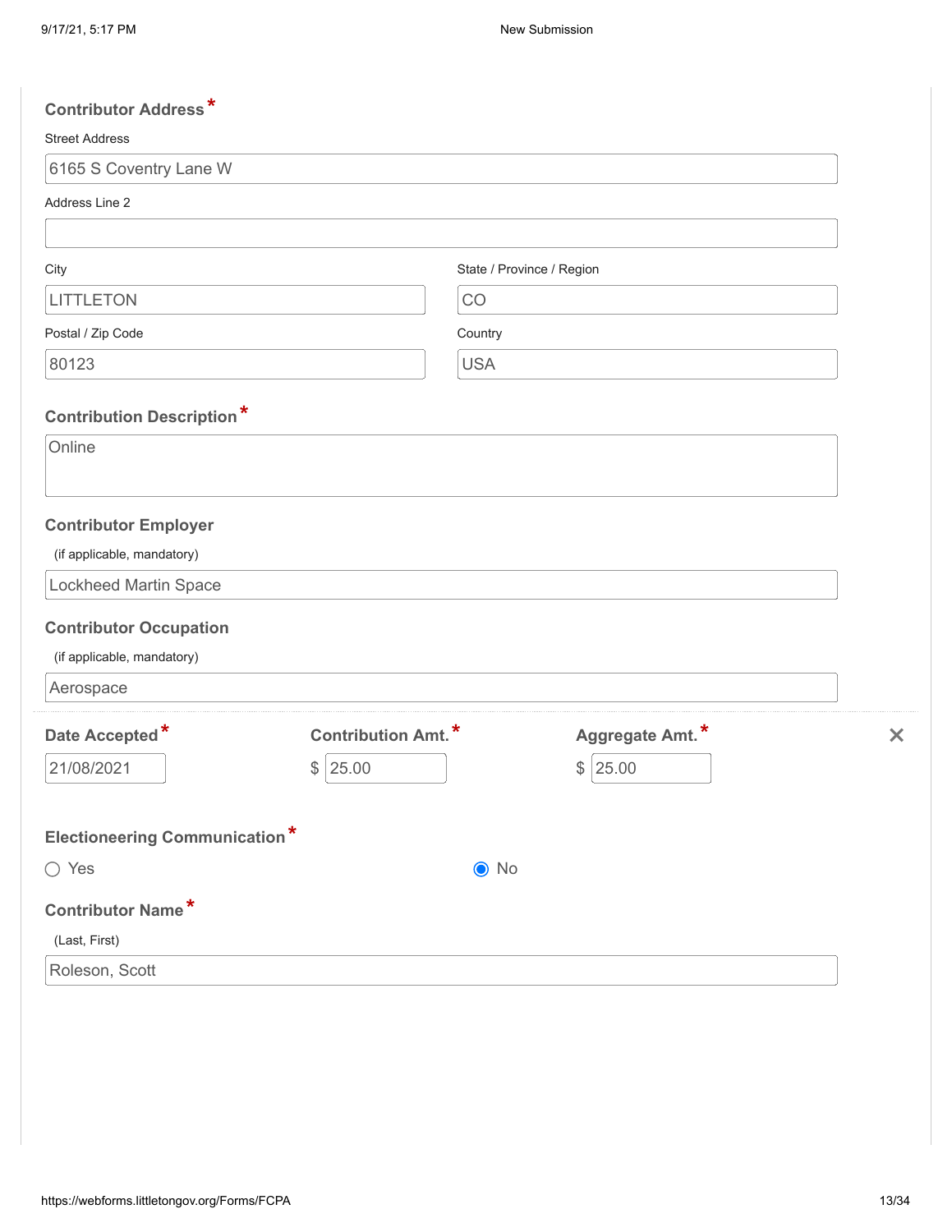**Contributor Address** *

Street Address

6165 S Coventry Lane W

Address Line 2

City

LITTLETON

State / Province / Region

CO

Postal / Zip Code

80123

Country

USA

**Contribution Description** *

Online

**Contributor Employer**

(if applicable, mandatory)

Lockheed Martin Space

**Contributor Occupation**

(if applicable, mandatory)

Aerospace

| Date Accepted * | Contribution Amt. * | Aggregate Amt. * |
|---|---|---|
| 21/08/2021 | $ 25.00 | $ 25.00 |

**Electioneering Communication** *

- ○ Yes
- ● No

**Contributor Name** *

(Last, First)

Roleson, Scott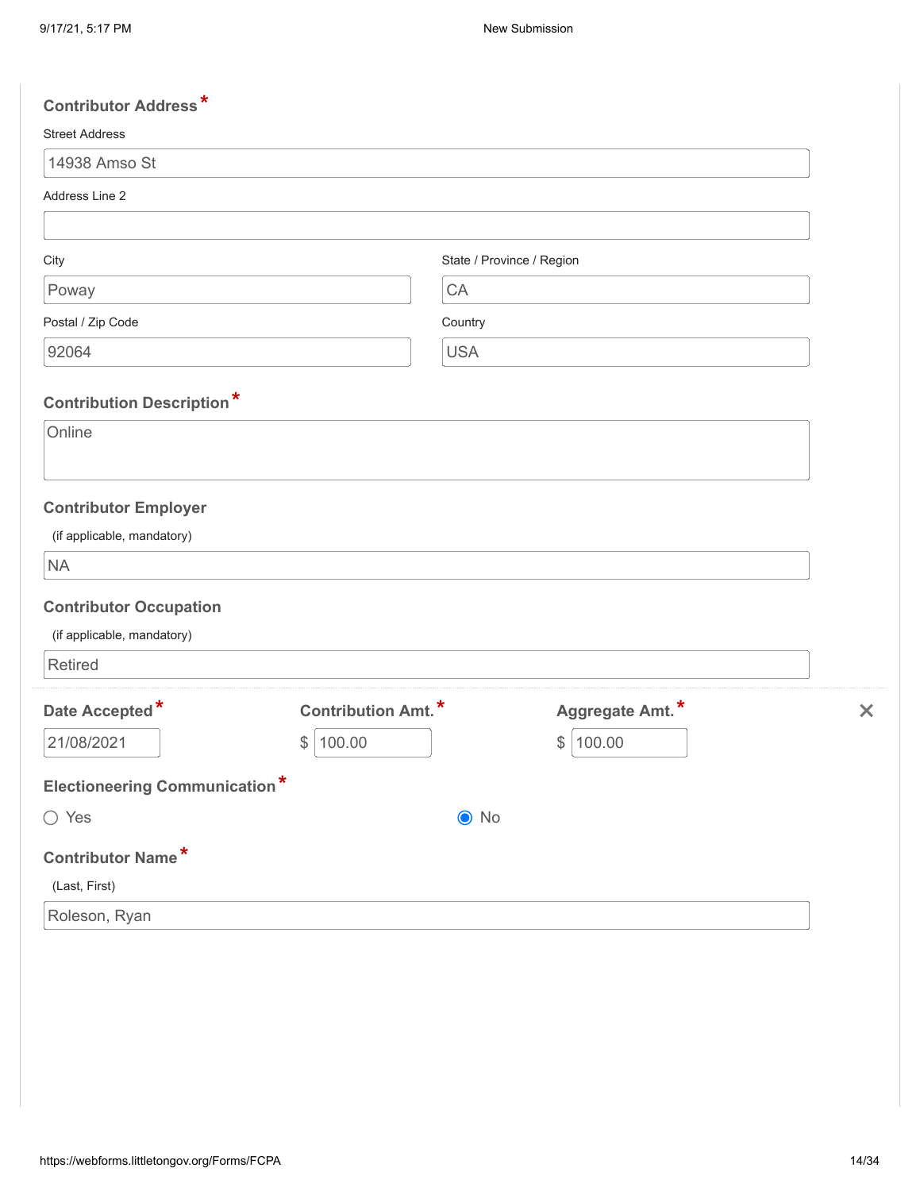**Contributor Address** *

Street Address

14938 Amso St

Address Line 2

City

Poway

State / Province / Region

CA

Postal / Zip Code

92064

Country

USA

**Contribution Description** *

Online

**Contributor Employer**

(if applicable, mandatory)

NA

**Contributor Occupation**

(if applicable, mandatory)

Retired

| **Date Accepted** * | **Contribution Amt.** * | **Aggregate Amt.** * |
|---|---|---|
| 21/08/2021 | $ 100.00 | $ 100.00 |

**Electioneering Communication** *

○ Yes ◉ No

**Contributor Name** *

(Last, First)

Roleson, Ryan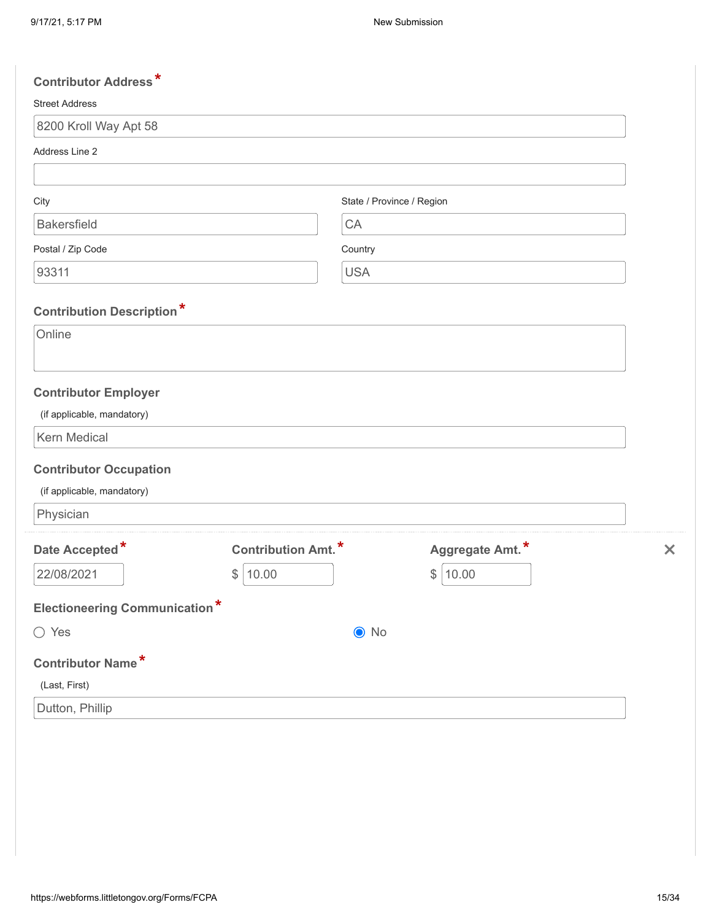**Contributor Address***

Street Address

8200 Kroll Way Apt 58

Address Line 2

City

Bakersfield

State / Province / Region

CA

Postal / Zip Code

93311

Country

USA

**Contribution Description***

Online

**Contributor Employer**

(if applicable, mandatory)

Kern Medical

**Contributor Occupation**

(if applicable, mandatory)

Physician

**Date Accepted***

22/08/2021

**Contribution Amt.***

$ 10.00

**Aggregate Amt.***

$ 10.00

**Electioneering Communication***

○ Yes

◉ No

**Contributor Name***

(Last, First)

Dutton, Phillip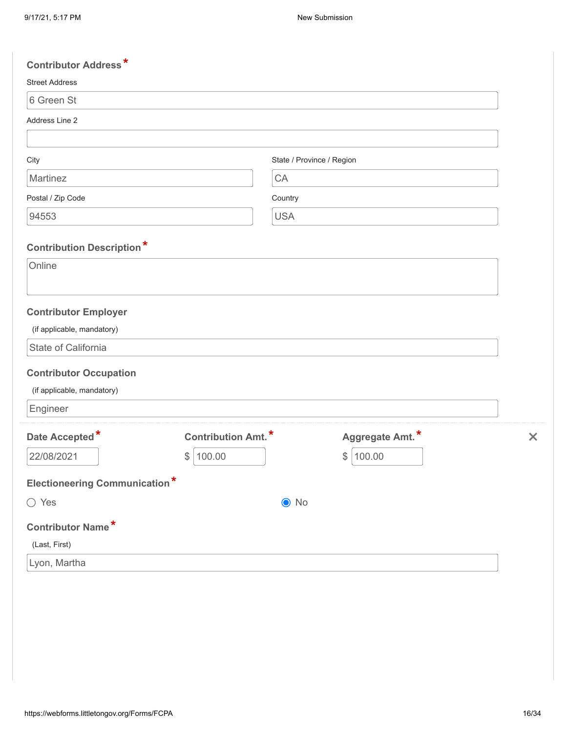**Contributor Address** *

Street Address

6 Green St

Address Line 2

City

Martinez

State / Province / Region

CA

Postal / Zip Code

94553

Country

USA

**Contribution Description** *

Online

**Contributor Employer**

(if applicable, mandatory)

State of California

**Contributor Occupation**

(if applicable, mandatory)

Engineer

| **Date Accepted** * | **Contribution Amt.** * | **Aggregate Amt.** * |
|---|---|---|
| 22/08/2021 | $ 100.00 | $ 100.00 |

**Electioneering Communication** *

○ Yes    ◉ No

**Contributor Name** *

(Last, First)

Lyon, Martha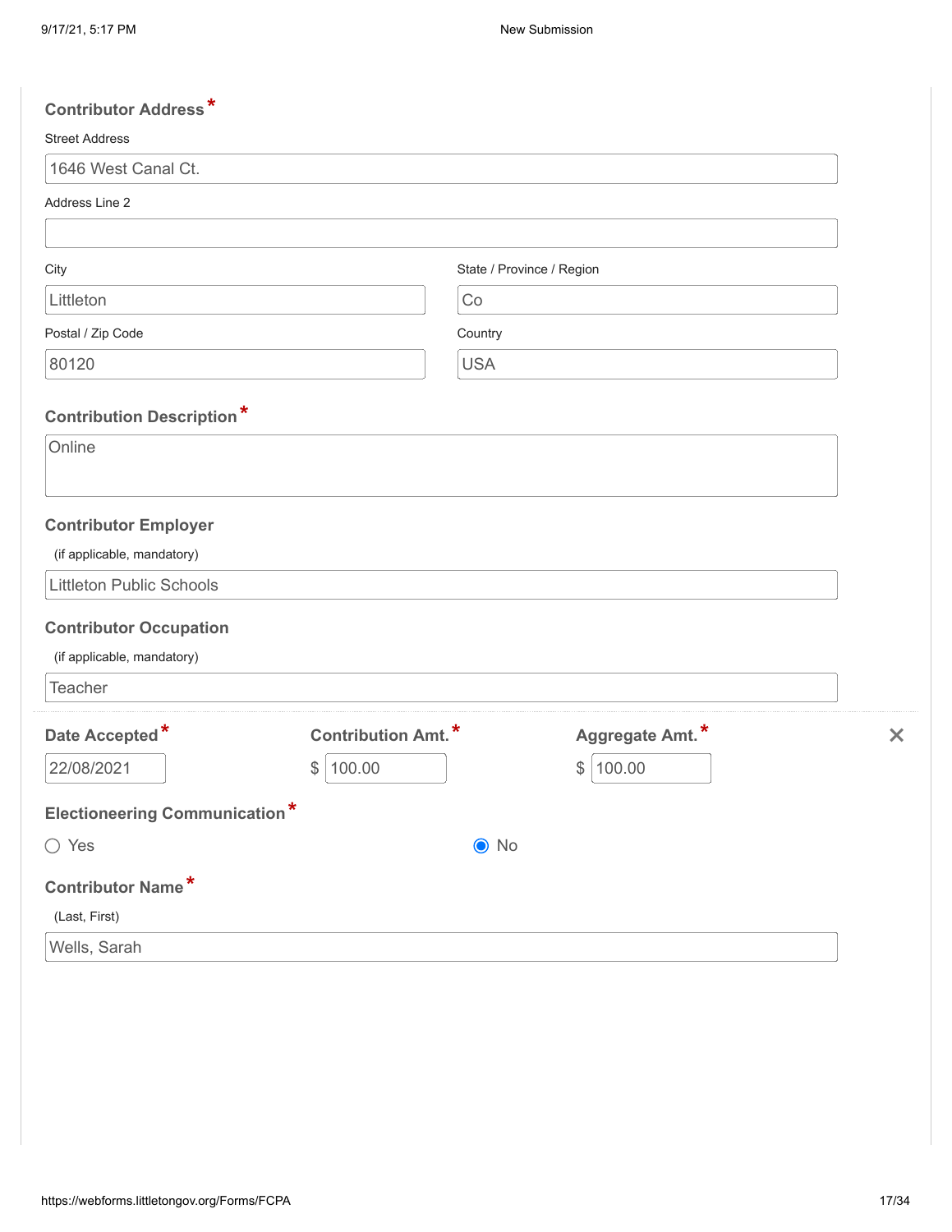**Contributor Address** *

Street Address

1646 West Canal Ct.

Address Line 2

City

Littleton

State / Province / Region

Co

Postal / Zip Code

80120

Country

USA

**Contribution Description** *

Online

**Contributor Employer**

(if applicable, mandatory)

Littleton Public Schools

**Contributor Occupation**

(if applicable, mandatory)

Teacher

| Date Accepted * | Contribution Amt. * | Aggregate Amt. * |
|---|---|---|
| 22/08/2021 | $ 100.00 | $ 100.00 |

**Electioneering Communication** *

- ○ Yes
- ◉ No

**Contributor Name** *

(Last, First)

Wells, Sarah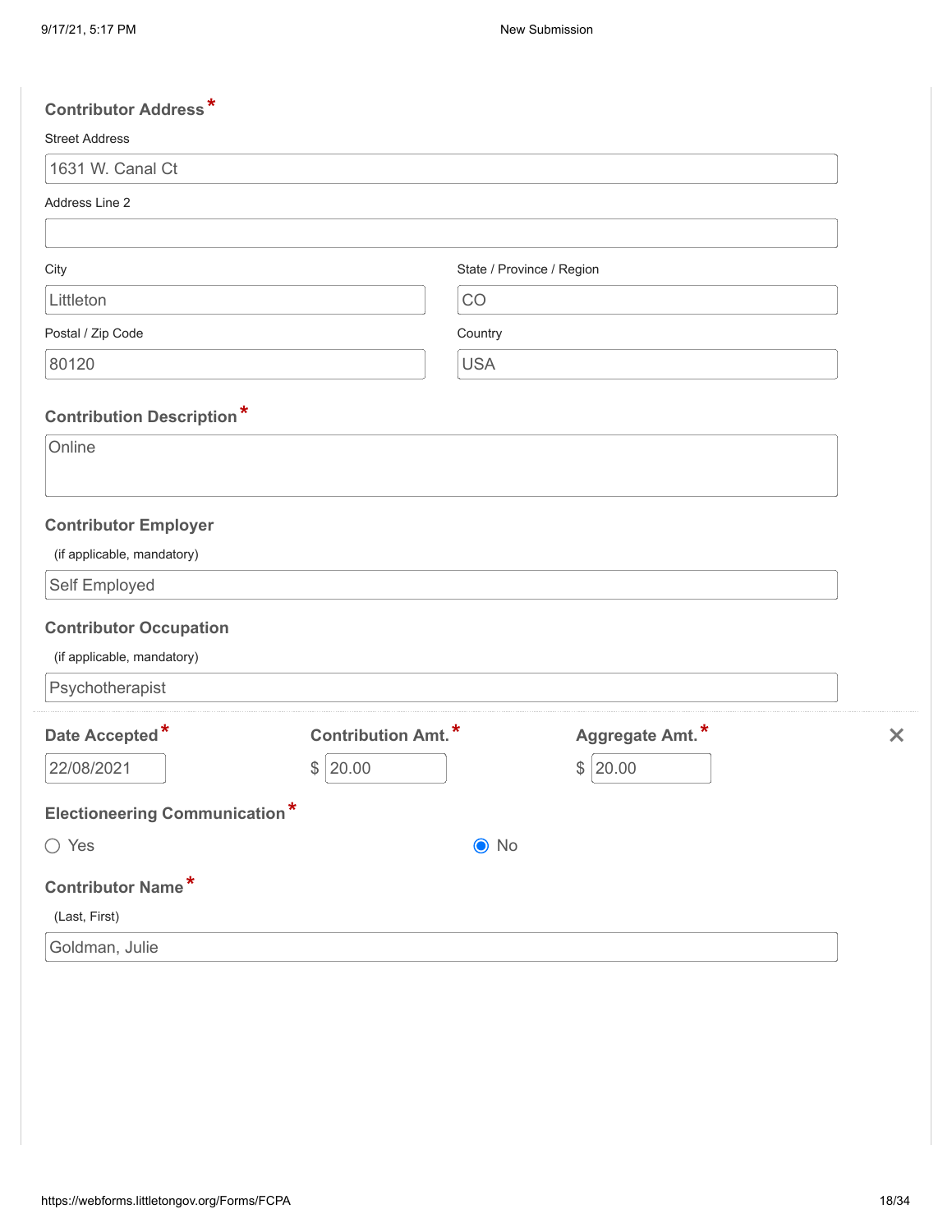**Contributor Address** *

Street Address

1631 W. Canal Ct

Address Line 2

City

Littleton

State / Province / Region

CO

Postal / Zip Code

80120

Country

USA

**Contribution Description** *

Online

**Contributor Employer**

(if applicable, mandatory)

Self Employed

**Contributor Occupation**

(if applicable, mandatory)

Psychotherapist

| Date Accepted * | Contribution Amt. * | Aggregate Amt. * |
|---|---|---|
| 22/08/2021 | $ 20.00 | $ 20.00 |

**Electioneering Communication** *

○ Yes ◉ No

**Contributor Name** *

(Last, First)

Goldman, Julie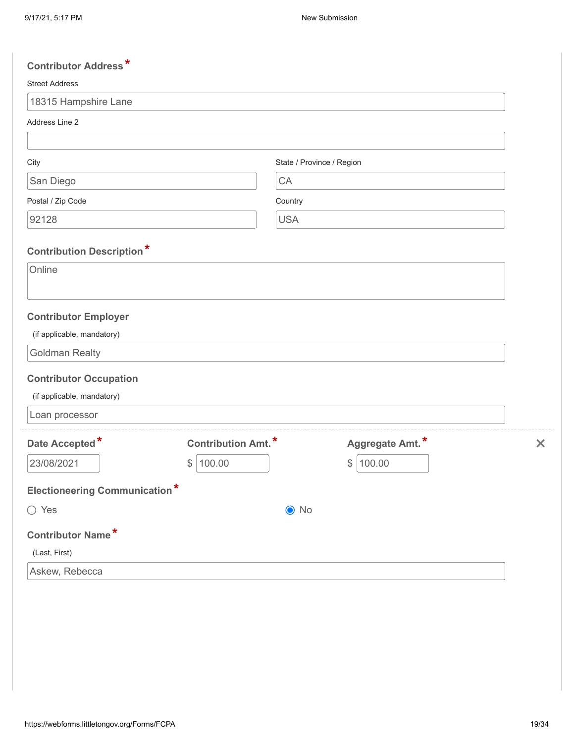**Contributor Address***

Street Address

18315 Hampshire Lane

Address Line 2

City

San Diego

State / Province / Region

CA

Postal / Zip Code

92128

Country

USA

**Contribution Description***

Online

**Contributor Employer**

(if applicable, mandatory)

Goldman Realty

**Contributor Occupation**

(if applicable, mandatory)

Loan processor

| **Date Accepted*** | **Contribution Amt.*** | **Aggregate Amt.*** |
|---|---|---|
| 23/08/2021 | $ 100.00 | $ 100.00 |

**Electioneering Communication***

○ Yes ◉ No

**Contributor Name***

(Last, First)

Askew, Rebecca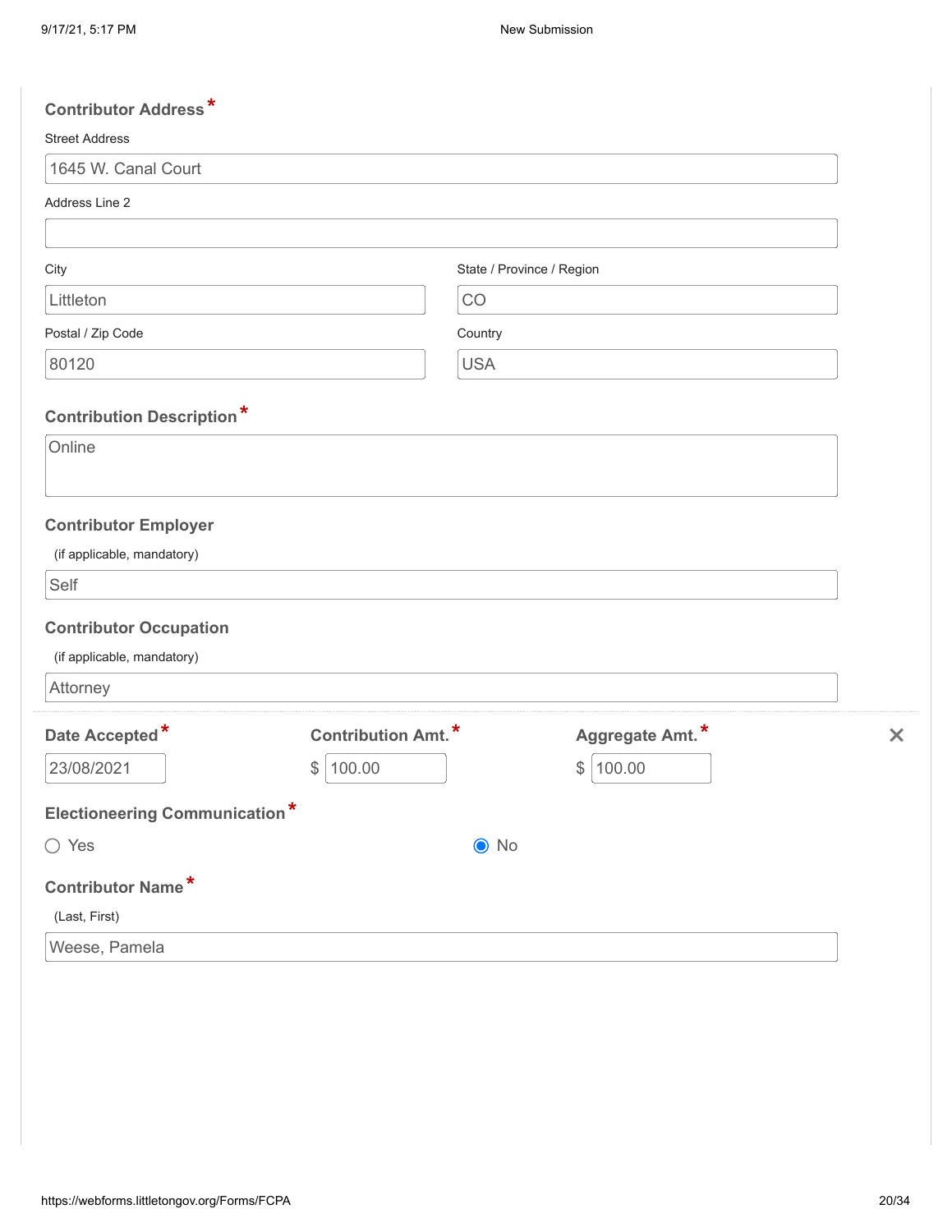**Contributor Address** *

Street Address

1645 W. Canal Court

Address Line 2

City

Littleton

State / Province / Region

CO

Postal / Zip Code

80120

Country

USA

**Contribution Description** *

Online

**Contributor Employer**

(if applicable, mandatory)

Self

**Contributor Occupation**

(if applicable, mandatory)

Attorney

| **Date Accepted** * | **Contribution Amt.** * | **Aggregate Amt.** * |
|---|---|---|
| 23/08/2021 | $ 100.00 | $ 100.00 |

**Electioneering Communication** *

○ Yes ◉ No

**Contributor Name** *

(Last, First)

Weese, Pamela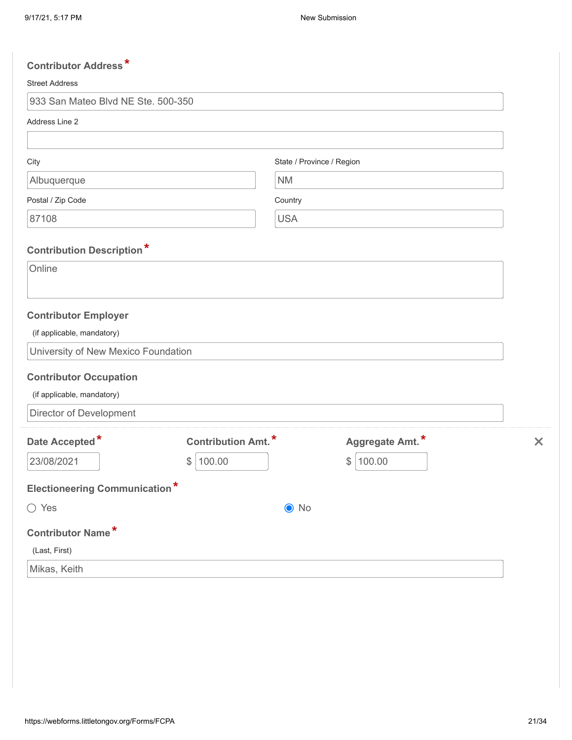**Contributor Address** *

Street Address

933 San Mateo Blvd NE Ste. 500-350

Address Line 2

City

Albuquerque

State / Province / Region

NM

Postal / Zip Code

87108

Country

USA

**Contribution Description** *

Online

**Contributor Employer**

(if applicable, mandatory)

University of New Mexico Foundation

**Contributor Occupation**

(if applicable, mandatory)

Director of Development

| Date Accepted * | Contribution Amt. * | Aggregate Amt. * |
|---|---|---|
| 23/08/2021 | $ 100.00 | $ 100.00 |

**Electioneering Communication** *

○ Yes

◉ No

**Contributor Name** *

(Last, First)

Mikas, Keith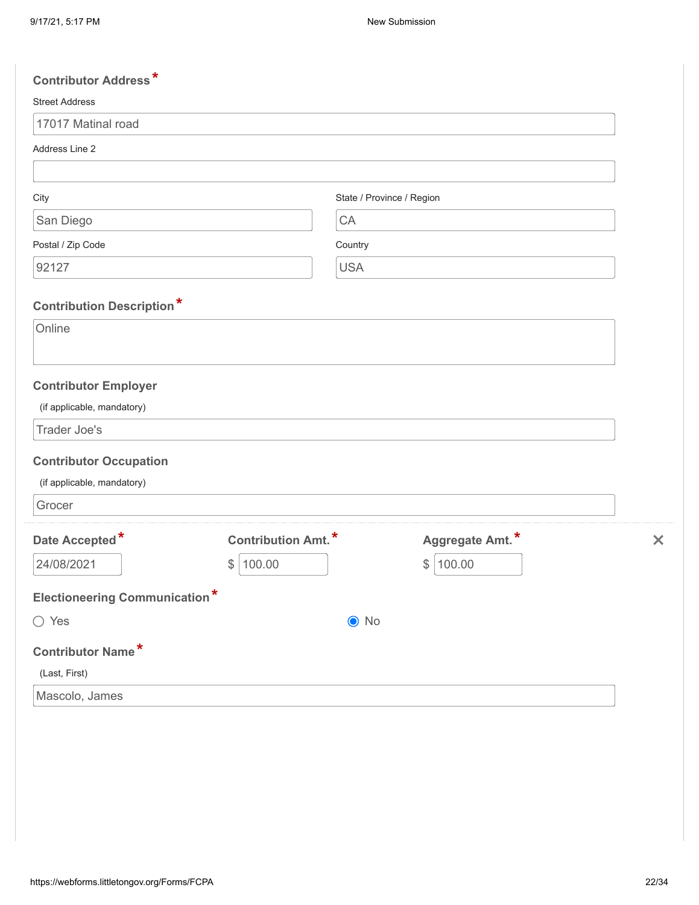**Contributor Address** *

Street Address

17017 Matinal road

Address Line 2

City

San Diego

State / Province / Region

CA

Postal / Zip Code

92127

Country

USA

**Contribution Description** *

Online

**Contributor Employer**

(if applicable, mandatory)

Trader Joe's

**Contributor Occupation**

(if applicable, mandatory)

Grocer

| Date Accepted * | Contribution Amt. * | Aggregate Amt. * |
|---|---|---|
| 24/08/2021 | $ 100.00 | $ 100.00 |

**Electioneering Communication** *

- ○ Yes
- ◉ No

**Contributor Name** *

(Last, First)

Mascolo, James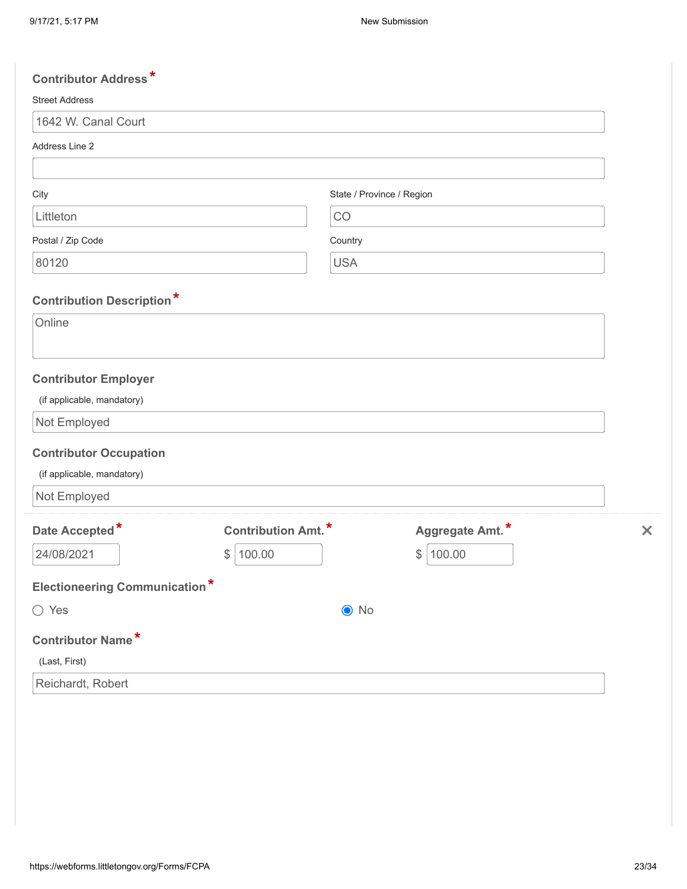**Contributor Address** *

Street Address

1642 W. Canal Court

Address Line 2

City

Littleton

State / Province / Region

CO

Postal / Zip Code

80120

Country

USA

**Contribution Description** *

Online

**Contributor Employer**

(if applicable, mandatory)

Not Employed

**Contributor Occupation**

(if applicable, mandatory)

Not Employed

| Date Accepted * | Contribution Amt. * | Aggregate Amt. * |
|---|---|---|
| 24/08/2021 | $ 100.00 | $ 100.00 |

**Electioneering Communication** *

○ Yes ◉ No

**Contributor Name** *

(Last, First)

Reichardt, Robert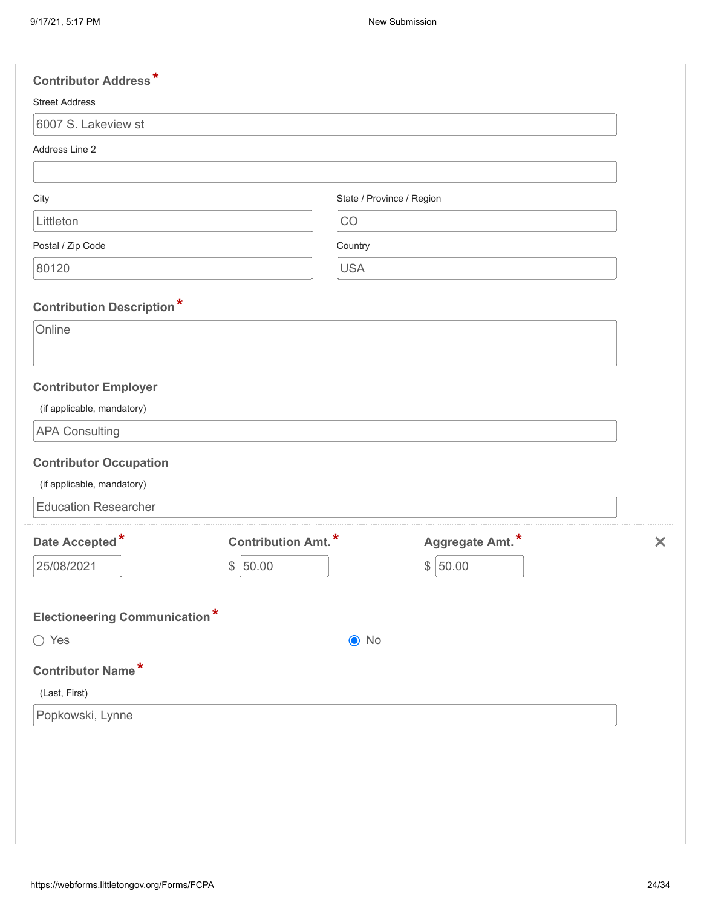**Contributor Address** *

Street Address

6007 S. Lakeview st

Address Line 2

City

Littleton

State / Province / Region

CO

Postal / Zip Code

80120

Country

USA

**Contribution Description** *

Online

**Contributor Employer**

(if applicable, mandatory)

APA Consulting

**Contributor Occupation**

(if applicable, mandatory)

Education Researcher

| **Date Accepted** * | **Contribution Amt.** * | **Aggregate Amt.** * |
|---|---|---|
| 25/08/2021 | $ 50.00 | $ 50.00 |

**Electioneering Communication** *

○ Yes

◉ No

**Contributor Name** *

(Last, First)

Popkowski, Lynne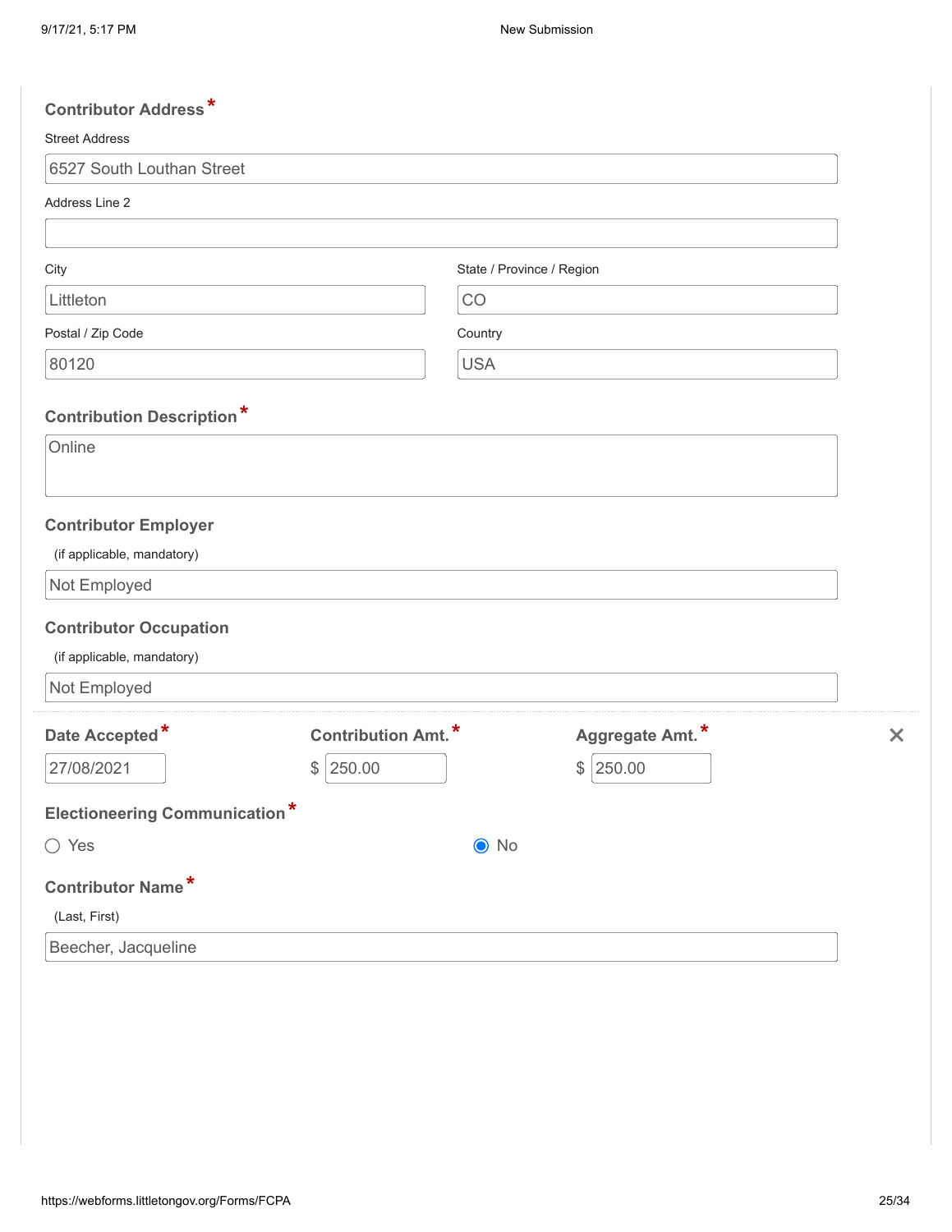**Contributor Address** *

Street Address

6527 South Louthan Street

Address Line 2

City

Littleton

State / Province / Region

CO

Postal / Zip Code

80120

Country

USA

**Contribution Description** *

Online

**Contributor Employer**

(if applicable, mandatory)

Not Employed

**Contributor Occupation**

(if applicable, mandatory)

Not Employed

| **Date Accepted** * | **Contribution Amt.** * | **Aggregate Amt.** * |
|---|---|---|
| 27/08/2021 | $ 250.00 | $ 250.00 |

**Electioneering Communication** *

○ Yes ◉ No

**Contributor Name** *

(Last, First)

Beecher, Jacqueline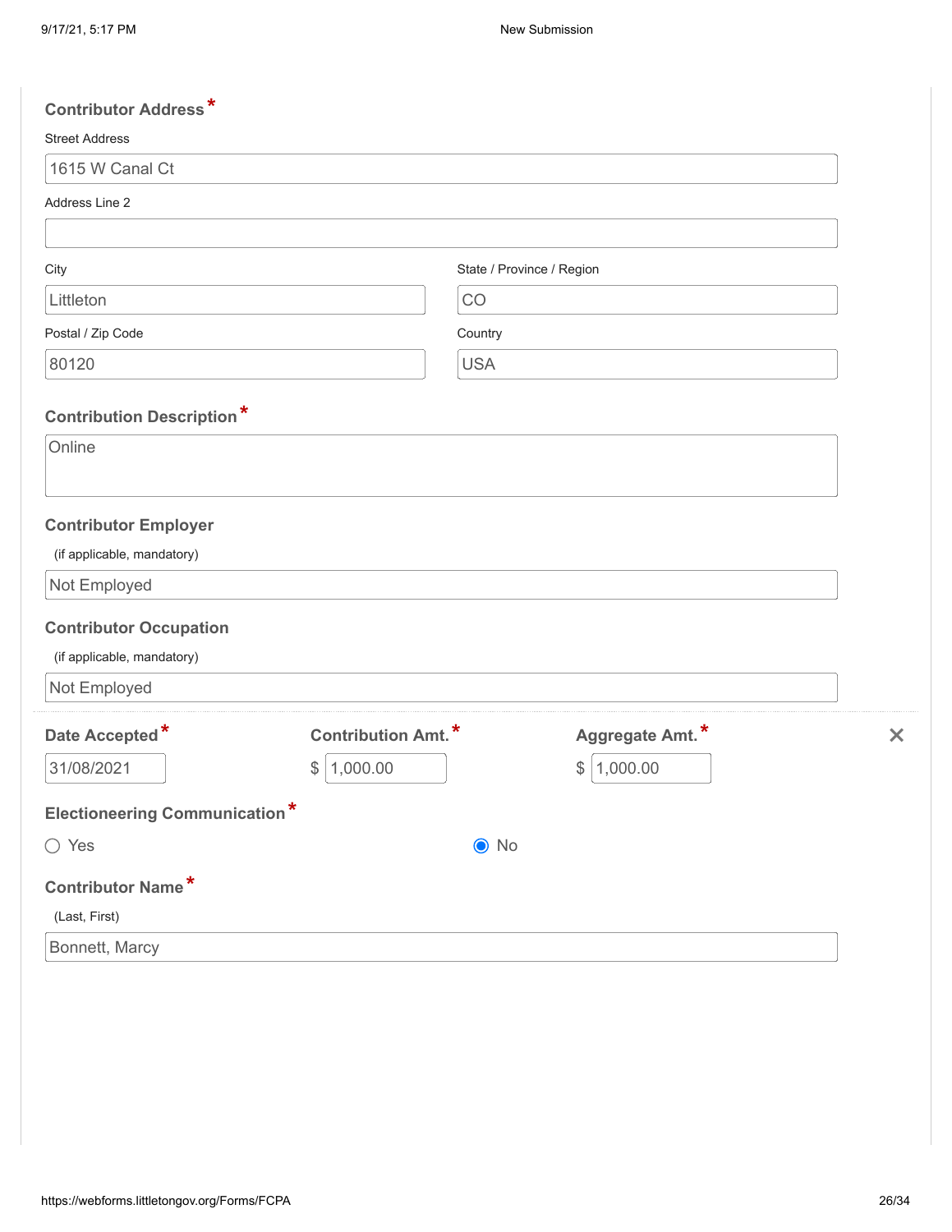**Contributor Address** *

Street Address

1615 W Canal Ct

Address Line 2

City

Littleton

State / Province / Region

CO

Postal / Zip Code

80120

Country

USA

**Contribution Description** *

Online

**Contributor Employer**

(if applicable, mandatory)

Not Employed

**Contributor Occupation**

(if applicable, mandatory)

Not Employed

| Date Accepted * | Contribution Amt. * | Aggregate Amt. * |
|---|---|---|
| 31/08/2021 | $ 1,000.00 | $ 1,000.00 |

**Electioneering Communication** *

◯ Yes ◉ No

**Contributor Name** *

(Last, First)

Bonnett, Marcy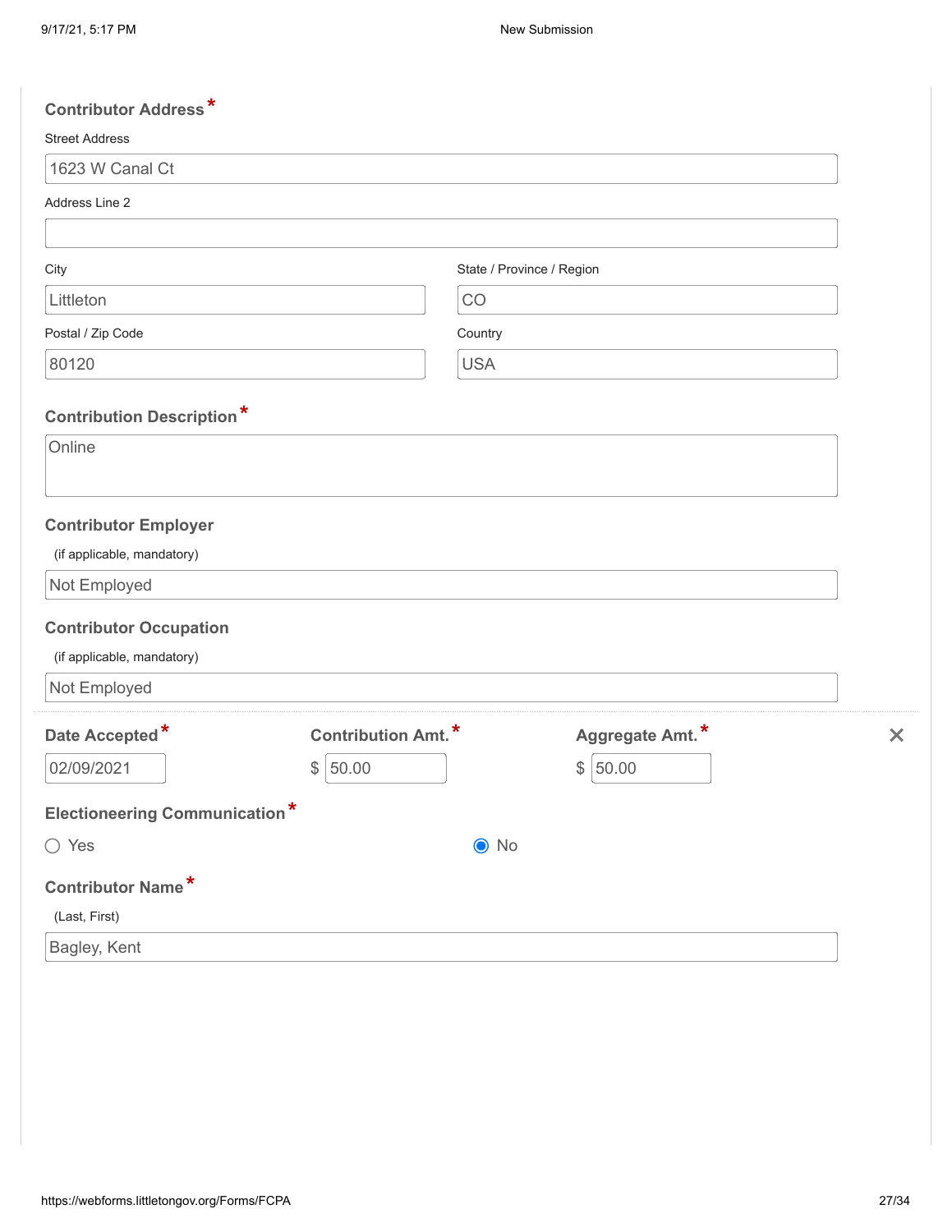**Contributor Address** *

Street Address

1623 W Canal Ct

Address Line 2

City

Littleton

State / Province / Region

CO

Postal / Zip Code

80120

Country

USA

**Contribution Description** *

Online

**Contributor Employer**

(if applicable, mandatory)

Not Employed

**Contributor Occupation**

(if applicable, mandatory)

Not Employed

| Date Accepted * | Contribution Amt. * | Aggregate Amt. * |
|---|---|---|
| 02/09/2021 | $ 50.00 | $ 50.00 |

**Electioneering Communication** *

○ Yes ◉ No

**Contributor Name** *

(Last, First)

Bagley, Kent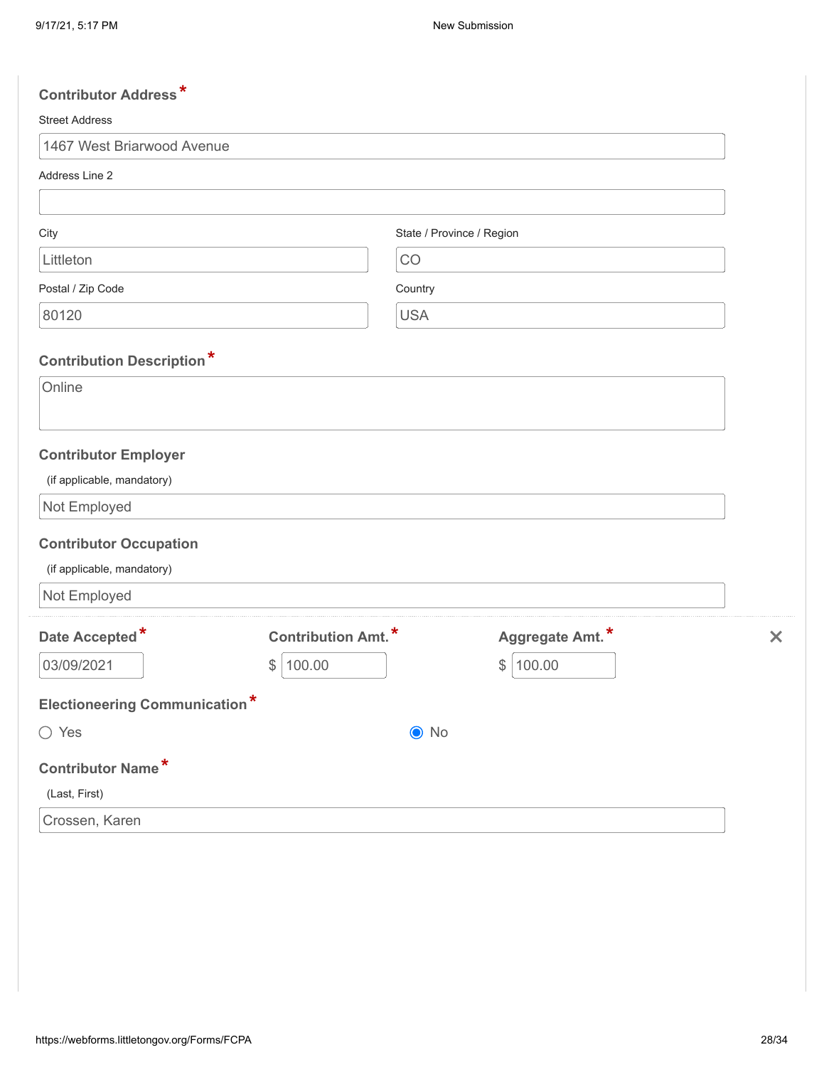**Contributor Address** *

Street Address

1467 West Briarwood Avenue

Address Line 2

City

Littleton

State / Province / Region

CO

Postal / Zip Code

80120

Country

USA

**Contribution Description** *

Online

**Contributor Employer**

(if applicable, mandatory)

Not Employed

**Contributor Occupation**

(if applicable, mandatory)

Not Employed

| Date Accepted * | Contribution Amt. * | Aggregate Amt. * |
|---|---|---|
| 03/09/2021 | $ 100.00 | $ 100.00 |

**Electioneering Communication** *

○ Yes

◉ No

**Contributor Name** *

(Last, First)

Crossen, Karen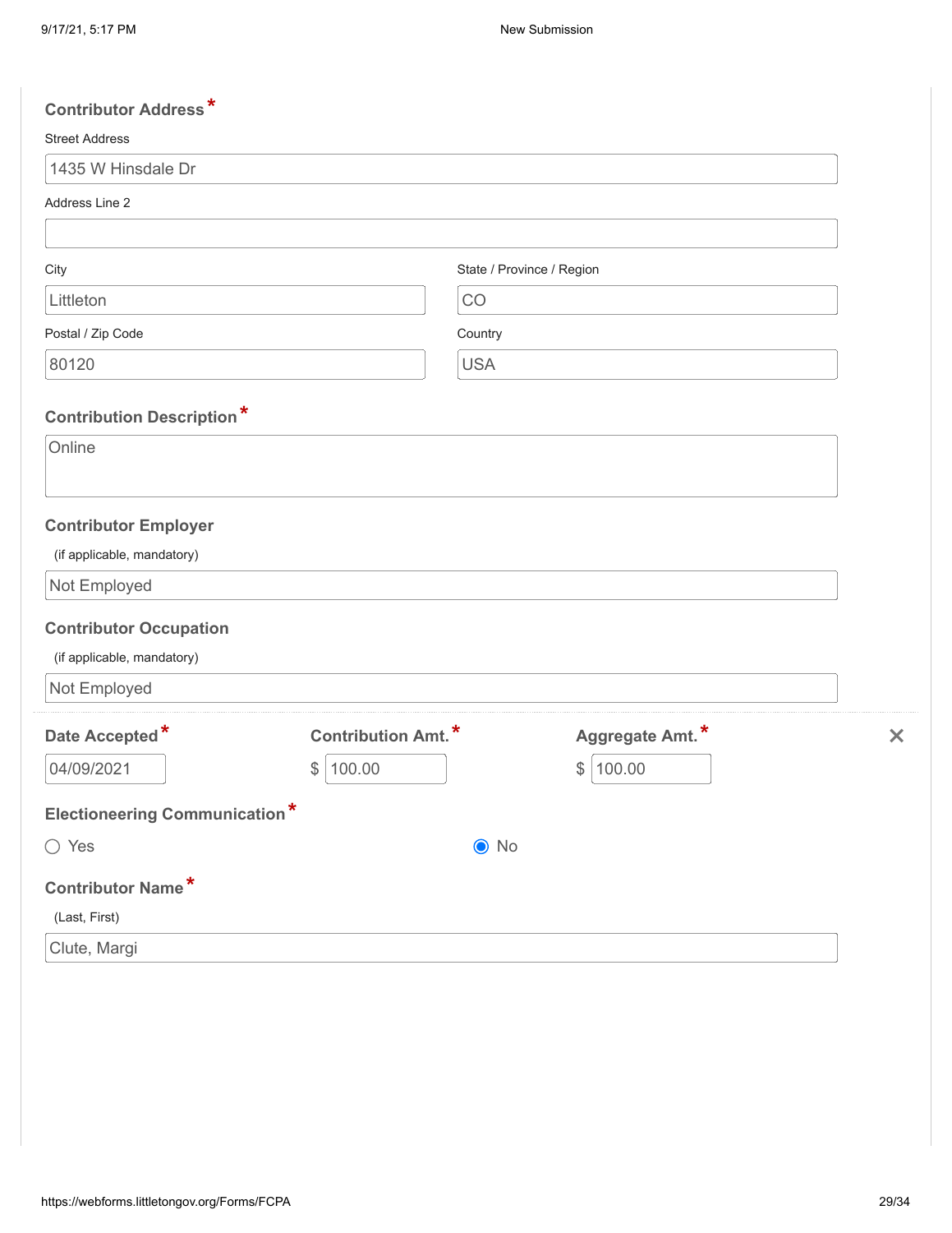**Contributor Address***

Street Address

1435 W Hinsdale Dr

Address Line 2

City

Littleton

State / Province / Region

CO

Postal / Zip Code

80120

Country

USA

**Contribution Description***

Online

**Contributor Employer**

(if applicable, mandatory)

Not Employed

**Contributor Occupation**

(if applicable, mandatory)

Not Employed

| Date Accepted* | Contribution Amt.* | Aggregate Amt.* |
|---|---|---|
| 04/09/2021 | $ 100.00 | $ 100.00 |

**Electioneering Communication***

○ Yes ◉ No

**Contributor Name***

(Last, First)

Clute, Margi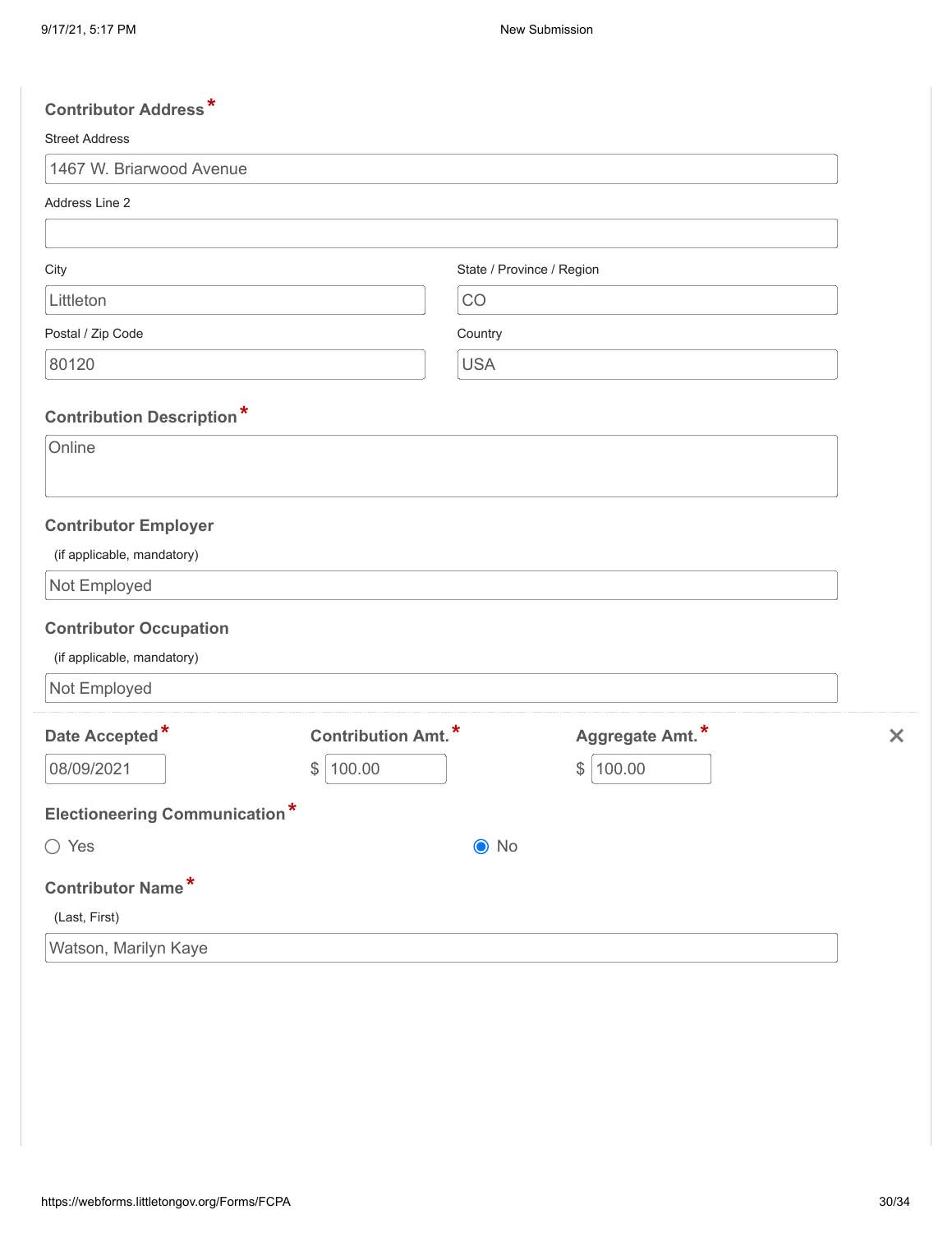**Contributor Address** *

Street Address

1467 W. Briarwood Avenue

Address Line 2

City

Littleton

State / Province / Region

CO

Postal / Zip Code

80120

Country

USA

**Contribution Description** *

Online

**Contributor Employer**

(if applicable, mandatory)

Not Employed

**Contributor Occupation**

(if applicable, mandatory)

Not Employed

| Date Accepted * | Contribution Amt. * | Aggregate Amt. * |
|---|---|---|
| 08/09/2021 | $ 100.00 | $ 100.00 |

**Electioneering Communication** *

○ Yes ◉ No

**Contributor Name** *

(Last, First)

Watson, Marilyn Kaye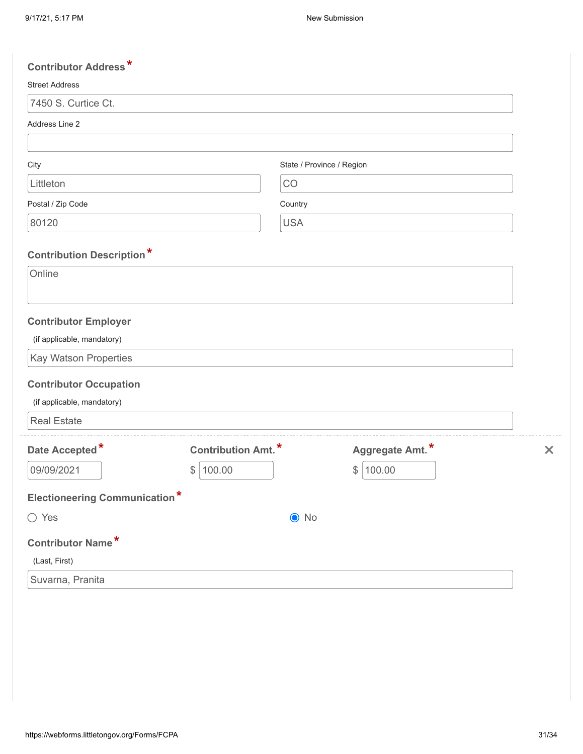**Contributor Address***

Street Address

7450 S. Curtice Ct.

Address Line 2

City

Littleton

State / Province / Region

CO

Postal / Zip Code

80120

Country

USA

**Contribution Description***

Online

**Contributor Employer**

(if applicable, mandatory)

Kay Watson Properties

**Contributor Occupation**

(if applicable, mandatory)

Real Estate

| **Date Accepted*** | **Contribution Amt.*** | **Aggregate Amt.*** |
|---|---|---|
| 09/09/2021 | $ 100.00 | $ 100.00 |

**Electioneering Communication***

○ Yes ◉ No

**Contributor Name***

(Last, First)

Suvarna, Pranita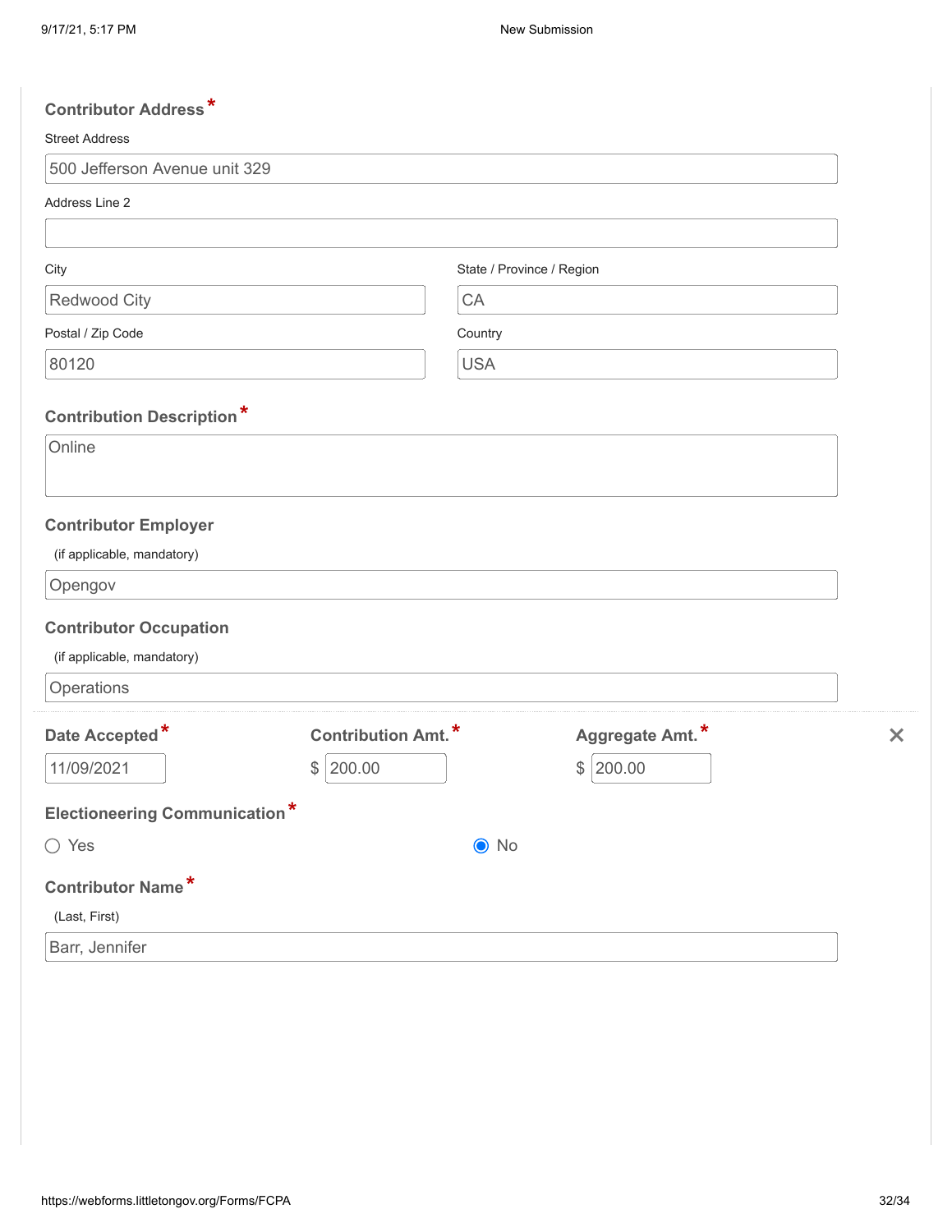**Contributor Address** *

Street Address

500 Jefferson Avenue unit 329

Address Line 2

City

Redwood City

State / Province / Region

CA

Postal / Zip Code

80120

Country

USA

**Contribution Description** *

Online

**Contributor Employer**

(if applicable, mandatory)

Opengov

**Contributor Occupation**

(if applicable, mandatory)

Operations

**Date Accepted** *

11/09/2021

**Contribution Amt.** *

$ 200.00

**Aggregate Amt.** *

$ 200.00

**Electioneering Communication** *

○ Yes

◉ No

**Contributor Name** *

(Last, First)

Barr, Jennifer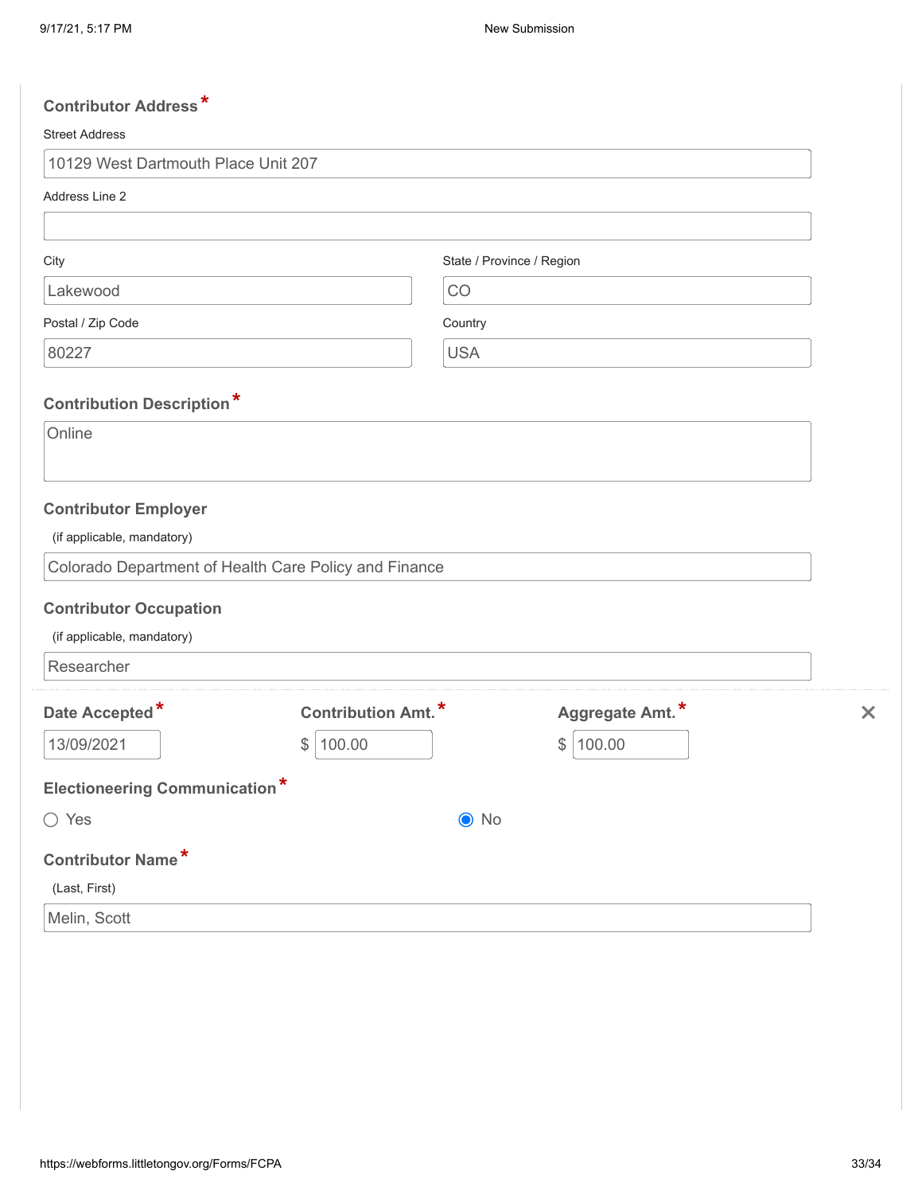**Contributor Address** *

Street Address

10129 West Dartmouth Place Unit 207

Address Line 2

City

Lakewood

State / Province / Region

CO

Postal / Zip Code

80227

Country

USA

**Contribution Description** *

Online

**Contributor Employer**

(if applicable, mandatory)

Colorado Department of Health Care Policy and Finance

**Contributor Occupation**

(if applicable, mandatory)

Researcher

| Date Accepted * | Contribution Amt. * | Aggregate Amt. * |
|---|---|---|
| 13/09/2021 | $ 100.00 | $ 100.00 |

**Electioneering Communication** *

○ Yes ● No

**Contributor Name** *

(Last, First)

Melin, Scott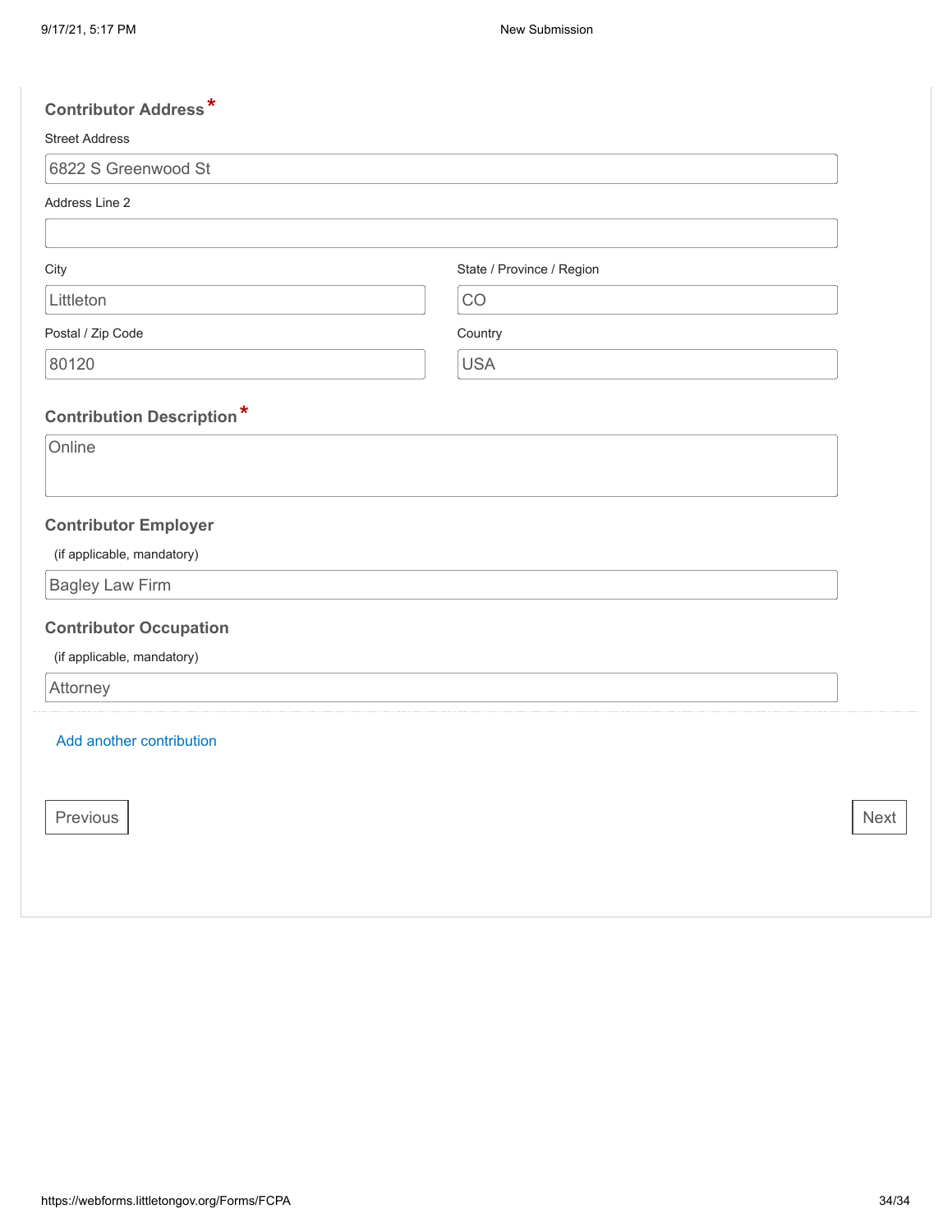**Contributor Address** *

Street Address

6822 S Greenwood St

Address Line 2

City

Littleton

State / Province / Region

CO

Postal / Zip Code

80120

Country

USA

**Contribution Description** *

Online

**Contributor Employer**

(if applicable, mandatory)

Bagley Law Firm

**Contributor Occupation**

(if applicable, mandatory)

Attorney

Add another contribution

Previous

Next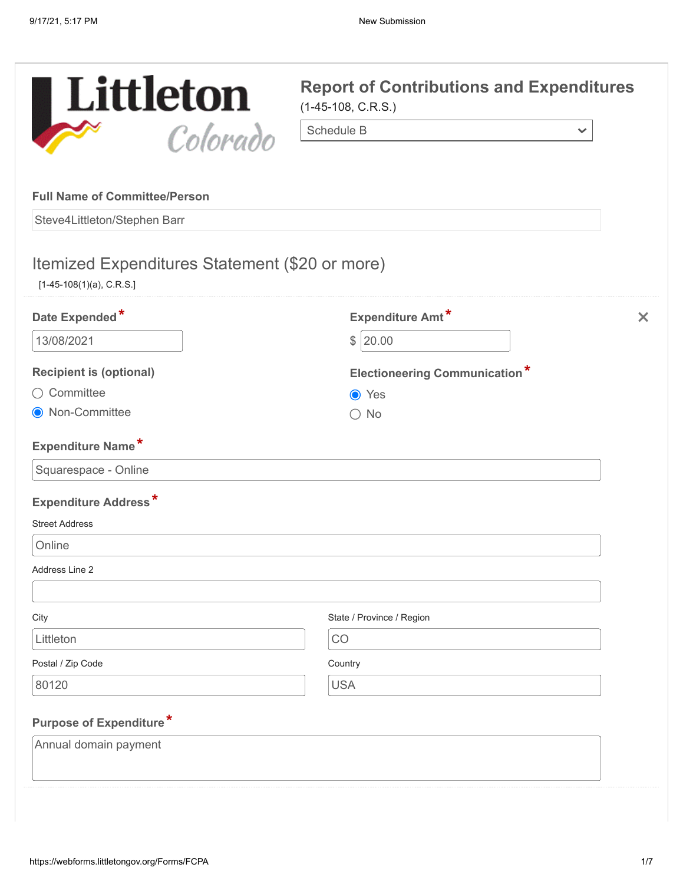# Littleton Colorado

## Report of Contributions and Expenditures

(1-45-108, C.R.S.)

Schedule B

**Full Name of Committee/Person**

Steve4Littleton/Stephen Barr

## Itemized Expenditures Statement ($20 or more)

[1-45-108(1)(a), C.R.S.]

**Date Expended***

13/08/2021

**Expenditure Amt***

$ 20.00

**Recipient is (optional)**

- ○ Committee
- ◉ Non-Committee

**Electioneering Communication***

- ◉ Yes
- ○ No

**Expenditure Name***

Squarespace - Online

**Expenditure Address***

Street Address

Online

Address Line 2

City

Littleton

State / Province / Region

CO

Postal / Zip Code

80120

Country

USA

**Purpose of Expenditure***

Annual domain payment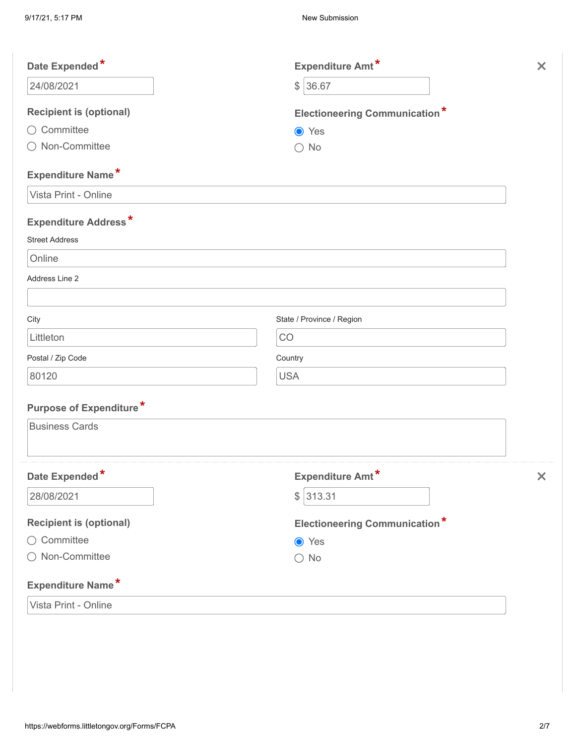**Date Expended** *
24/08/2021

**Expenditure Amt** *
$ 36.67

**Recipient is (optional)**
- ○ Committee
- ○ Non-Committee

**Electioneering Communication** *
- ◉ Yes
- ○ No

**Expenditure Name** *
Vista Print - Online

**Expenditure Address** *

Street Address
Online

Address Line 2

City
Littleton

State / Province / Region
CO

Postal / Zip Code
80120

Country
USA

**Purpose of Expenditure** *
Business Cards

---

**Date Expended** *
28/08/2021

**Expenditure Amt** *
$ 313.31

**Recipient is (optional)**
- ○ Committee
- ○ Non-Committee

**Electioneering Communication** *
- ◉ Yes
- ○ No

**Expenditure Name** *
Vista Print - Online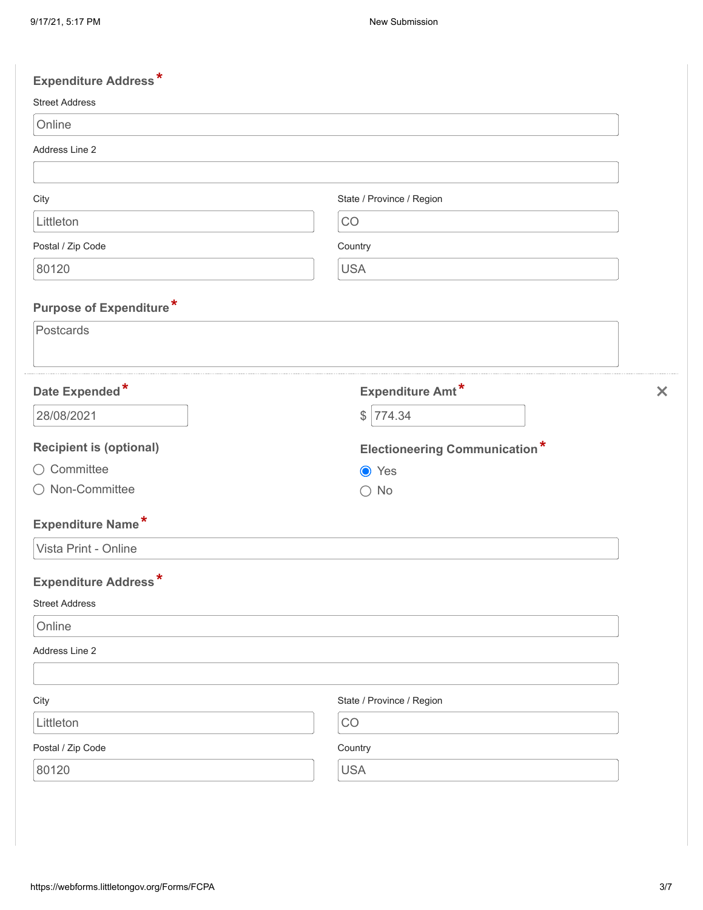**Expenditure Address** *

Street Address

Online

Address Line 2

City

Littleton

State / Province / Region

CO

Postal / Zip Code

80120

Country

USA

**Purpose of Expenditure** *

Postcards

---

**Date Expended** *

28/08/2021

**Expenditure Amt** *

$ 774.34

**Recipient is (optional)**

- ○ Committee
- ○ Non-Committee

**Electioneering Communication** *

- ◉ Yes
- ○ No

**Expenditure Name** *

Vista Print - Online

**Expenditure Address** *

Street Address

Online

Address Line 2

City

Littleton

State / Province / Region

CO

Postal / Zip Code

80120

Country

USA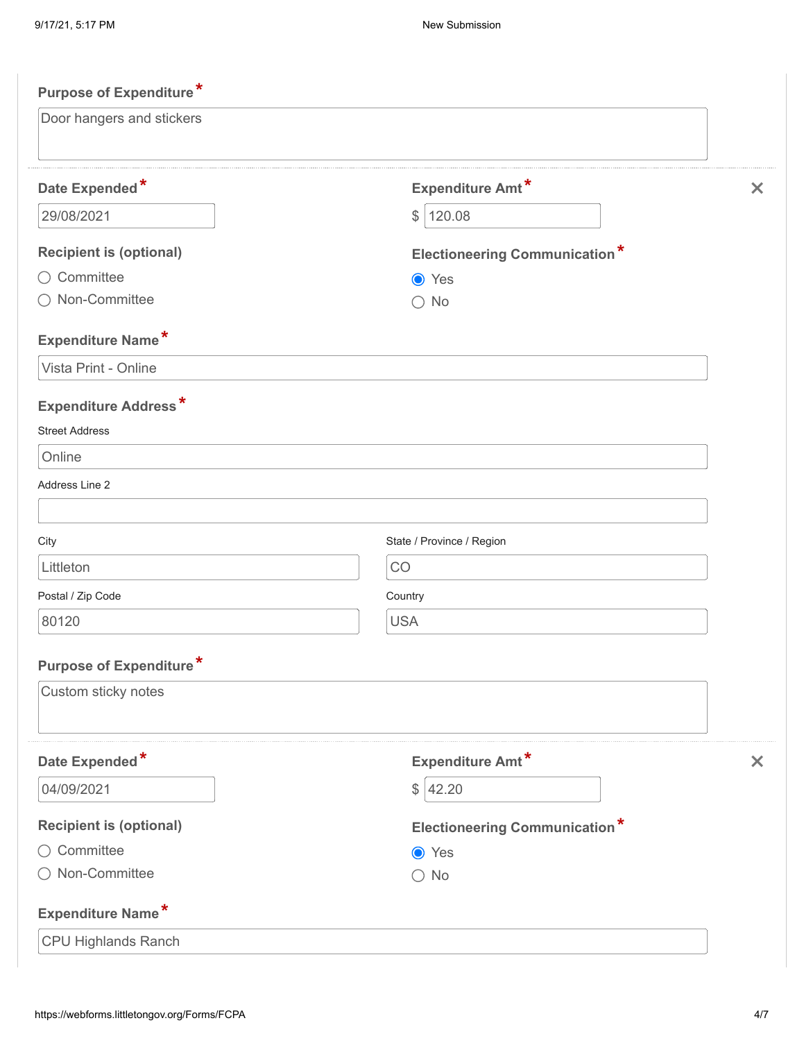**Purpose of Expenditure** *

Door hangers and stickers

---

**Date Expended** *

29/08/2021

**Expenditure Amt** *

$ 120.08

**Recipient is (optional)**

- ○ Committee
- ○ Non-Committee

**Electioneering Communication** *

- ◉ Yes
- ○ No

**Expenditure Name** *

Vista Print - Online

**Expenditure Address** *

Street Address

Online

Address Line 2

City

Littleton

State / Province / Region

CO

Postal / Zip Code

80120

Country

USA

**Purpose of Expenditure** *

Custom sticky notes

---

**Date Expended** *

04/09/2021

**Expenditure Amt** *

$ 42.20

**Recipient is (optional)**

- ○ Committee
- ○ Non-Committee

**Electioneering Communication** *

- ◉ Yes
- ○ No

**Expenditure Name** *

CPU Highlands Ranch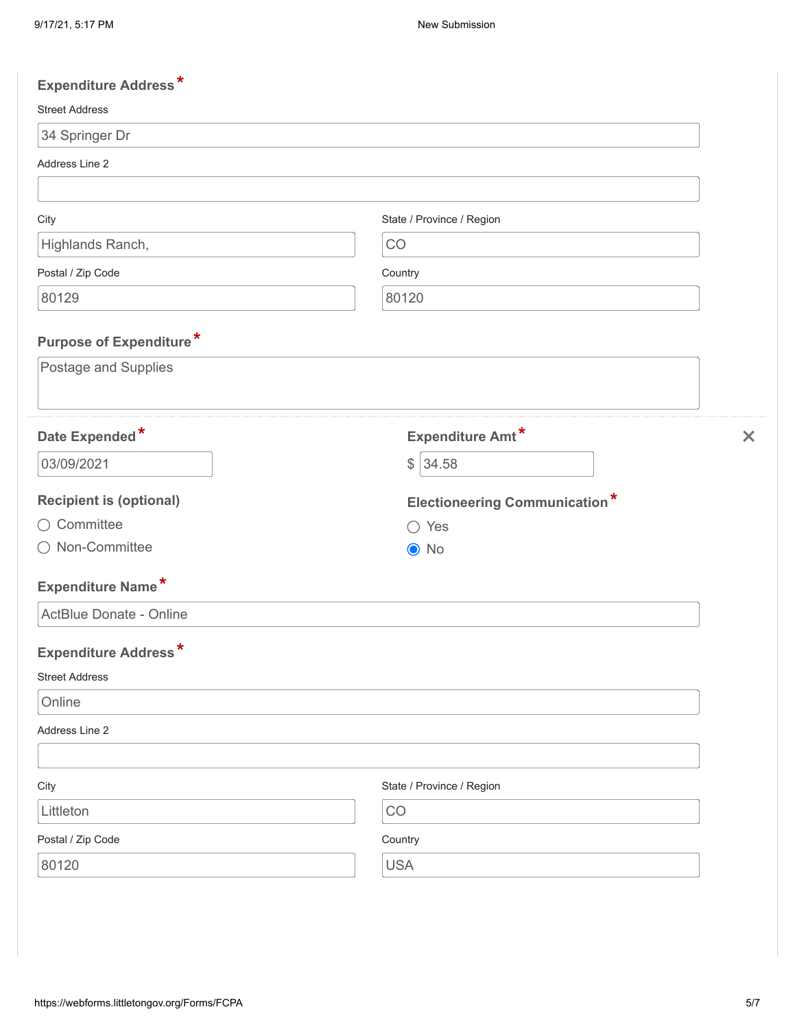**Expendit﻿ure Address***

Street Address

34 Springer Dr

Address Line 2

City

Highlands Ranch,

State / Province / Region

CO

Postal / Zip Code

80129

Country

80120

**Purpose of Expenditure***

Postage and Supplies

---

**Date Expended***

03/09/2021

**Expenditure Amt***

$ 34.58

**Recipient is (optional)**

- ○ Committee
- ○ Non-Committee

**Electioneering Communication***

- ○ Yes
- ◉ No

**Expenditure Name***

ActBlue Donate - Online

**Expenditure Address***

Street Address

Online

Address Line 2

City

Littleton

State / Province / Region

CO

Postal / Zip Code

80120

Country

USA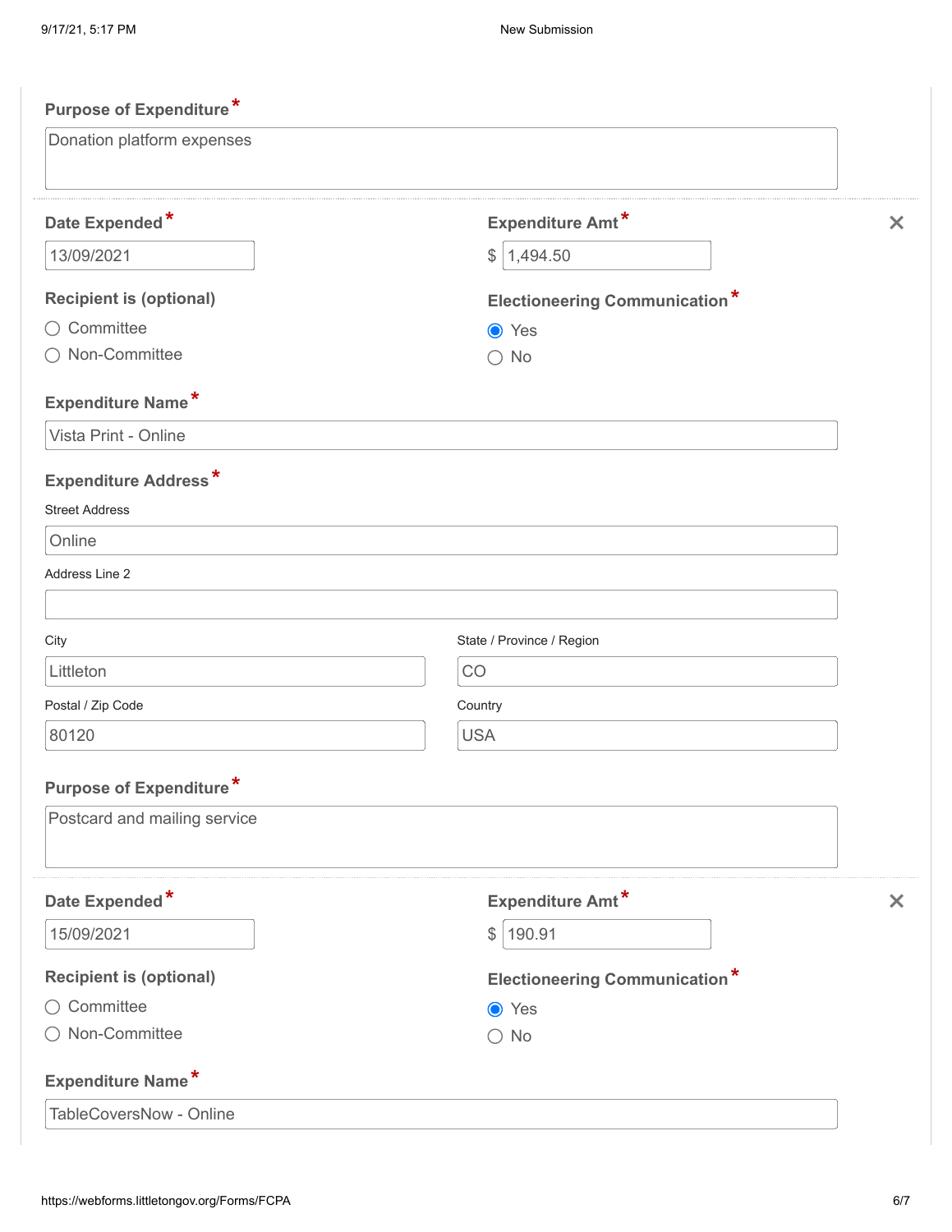**Purpose of Expenditure***

Donation platform expenses

---

**Date Expended***

13/09/2021

**Expenditure Amt***

$ 1,494.50

**Recipient is (optional)**

- ○ Committee
- ○ Non-Committee

**Electioneering Communication***

- ◉ Yes
- ○ No

**Expenditure Name***

Vista Print - Online

**Expenditure Address***

Street Address

Online

Address Line 2

City

Littleton

State / Province / Region

CO

Postal / Zip Code

80120

Country

USA

**Purpose of Expenditure***

Postcard and mailing service

---

**Date Expended***

15/09/2021

**Expenditure Amt***

$ 190.91

**Recipient is (optional)**

- ○ Committee
- ○ Non-Committee

**Electioneering Communication***

- ◉ Yes
- ○ No

**Expenditure Name***

TableCoversNow - Online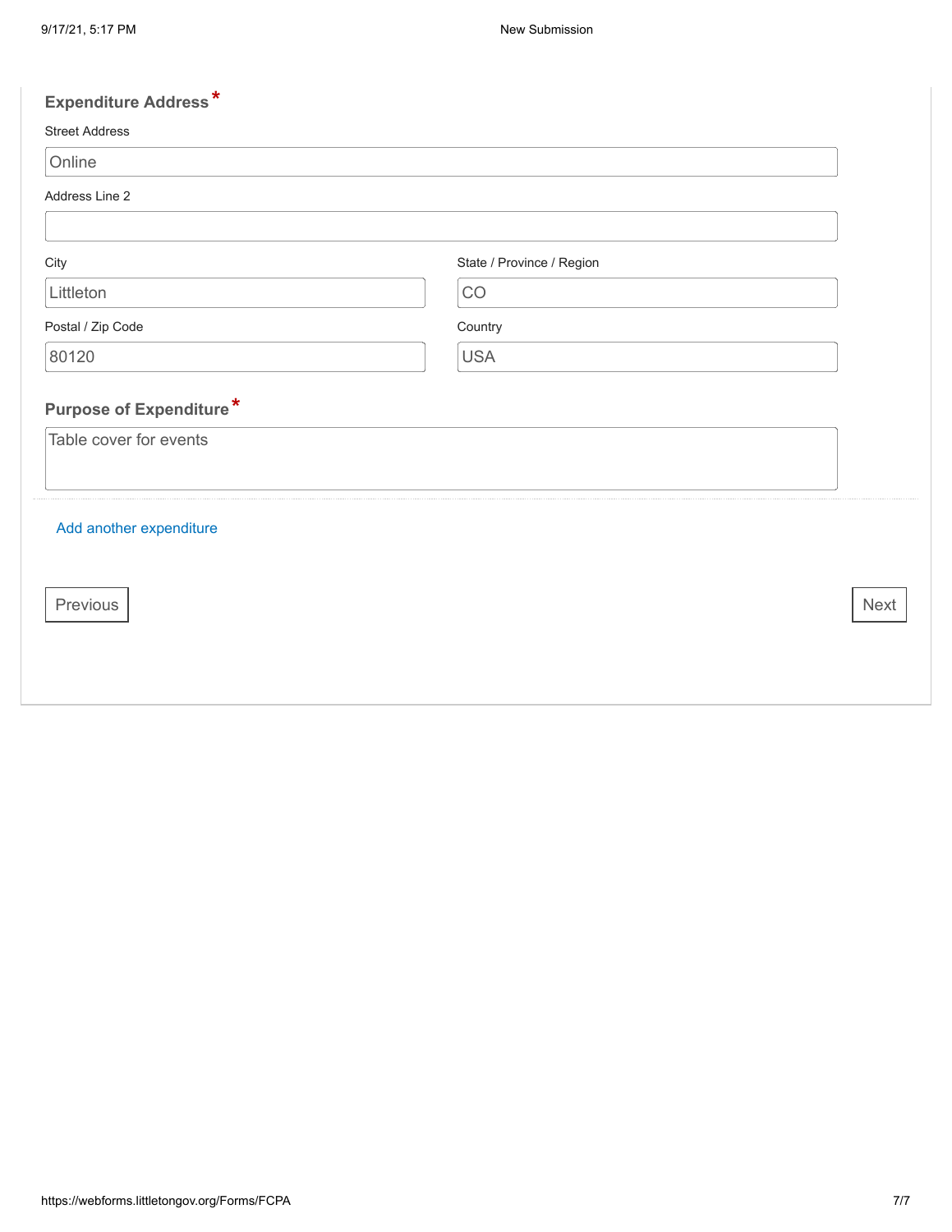**Expenditure Address** *

Street Address

Online

Address Line 2

City

Littleton

State / Province / Region

CO

Postal / Zip Code

80120

Country

USA

**Purpose of Expenditure** *

Table cover for events

Add another expenditure

Previous

Next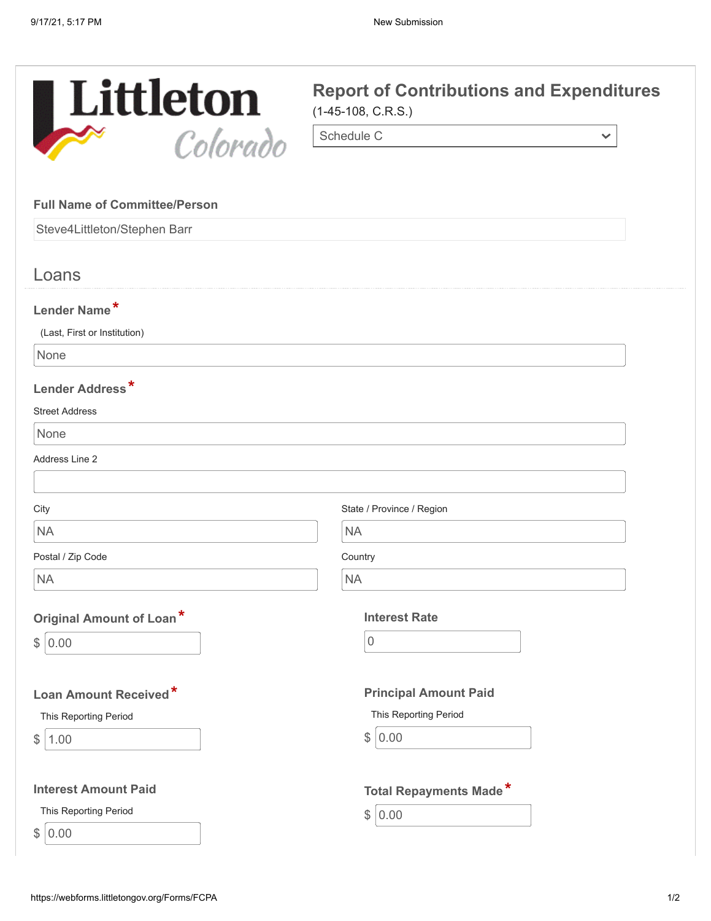# Littleton Colorado

## Report of Contributions and Expenditures

(1-45-108, C.R.S.)

Schedule C

**Full Name of Committee/Person**

Steve4Littleton/Stephen Barr

## Loans

**Lender Name***

(Last, First or Institution)

None

**Lender Address***

Street Address

None

Address Line 2

City

NA

State / Province / Region

NA

Postal / Zip Code

NA

Country

NA

**Original Amount of Loan***

$ 0.00

**Interest Rate**

0

**Loan Amount Received***

This Reporting Period

$ 1.00

**Principal Amount Paid**

This Reporting Period

$ 0.00

**Interest Amount Paid**

This Reporting Period

$ 0.00

**Total Repayments Made***

$ 0.00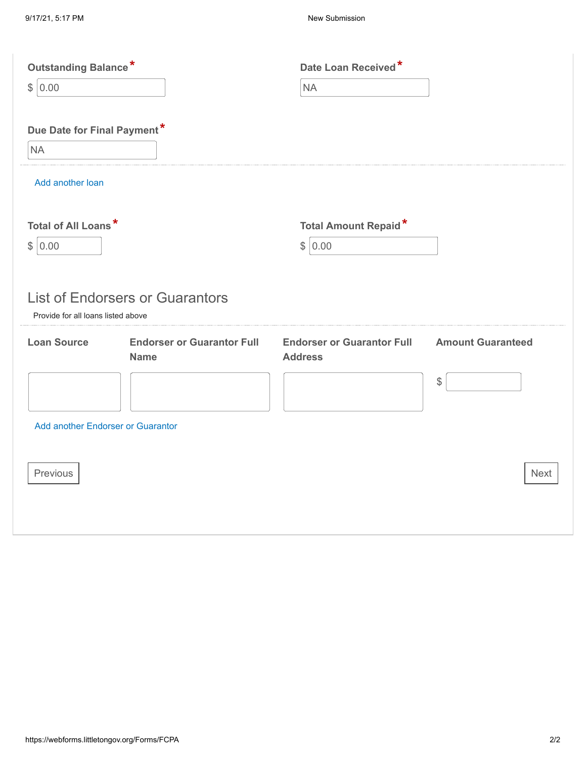**Outstanding Balance***

$ 0.00

**Date Loan Received***

NA

**Due Date for Final Payment***

NA

Add another loan

**Total of All Loans***

$ 0.00

**Total Amount Repaid***

$ 0.00

## List of Endorsers or Guarantors

Provide for all loans listed above

| Loan Source | Endorser or Guarantor Full Name | Endorser or Guarantor Full Address | Amount Guaranteed |
|---|---|---|---|
| | | | $ |

Add another Endorser or Guarantor

Previous

Next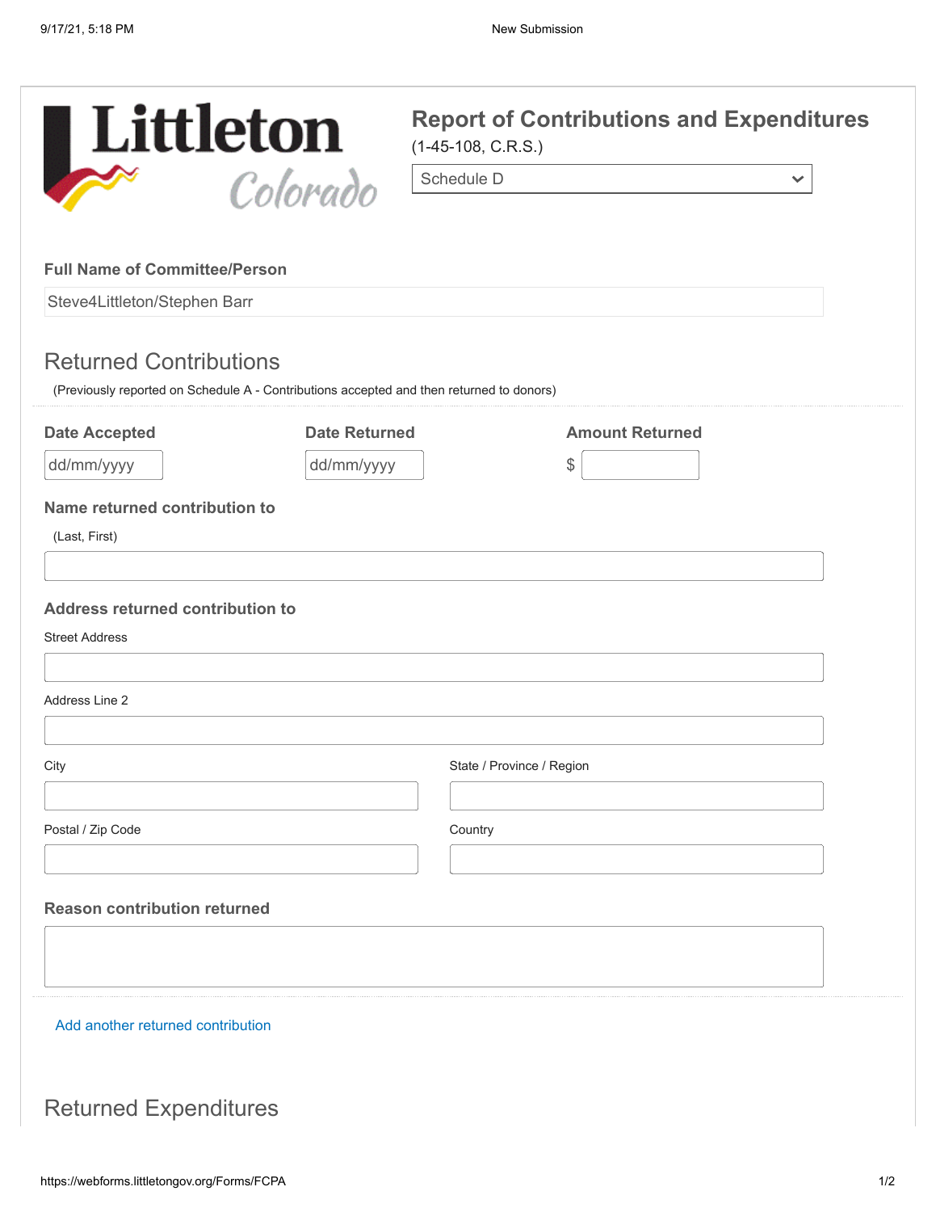Littleton Colorado

# Report of Contributions and Expenditures

(1-45-108, C.R.S.)

Schedule D

**Full Name of Committee/Person**

Steve4Littleton/Stephen Barr

## Returned Contributions

(Previously reported on Schedule A - Contributions accepted and then returned to donors)

| Date Accepted | Date Returned | Amount Returned |
|---|---|---|
| dd/mm/yyyy | dd/mm/yyyy | $ |

**Name returned contribution to**

(Last, First)

**Address returned contribution to**

Street Address

Address Line 2

City

State / Province / Region

Postal / Zip Code

Country

**Reason contribution returned**

Add another returned contribution

## Returned Expenditures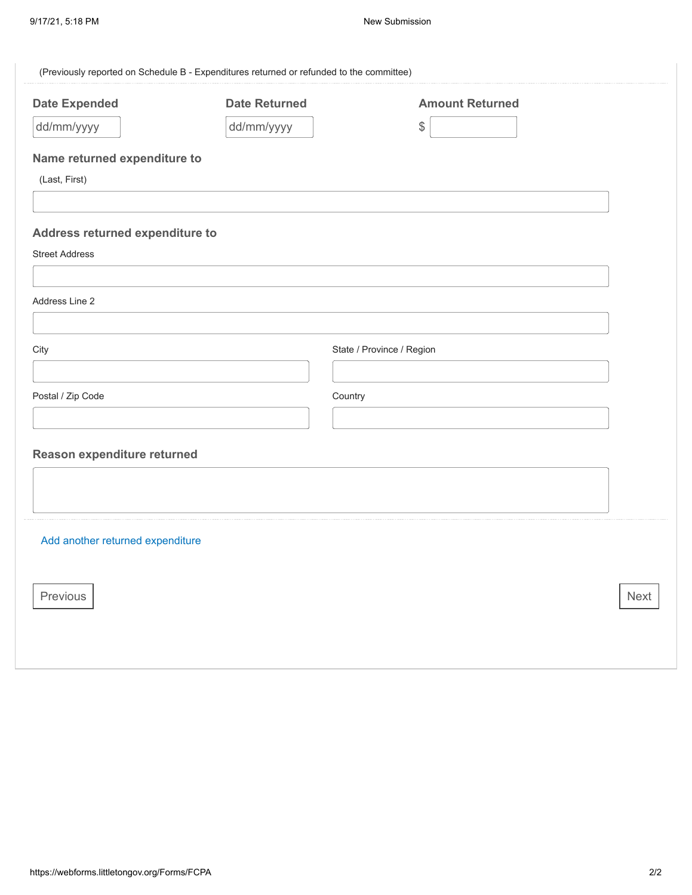(Previously reported on Schedule B - Expenditures returned or refunded to the committee)

**Date Expended**

dd/mm/yyyy

**Date Returned**

dd/mm/yyyy

**Amount Returned**

$

**Name returned expenditure to**

(Last, First)

**Address returned expenditure to**

Street Address

Address Line 2

City

State / Province / Region

Postal / Zip Code

Country

**Reason expenditure returned**

Add another returned expenditure

Previous

Next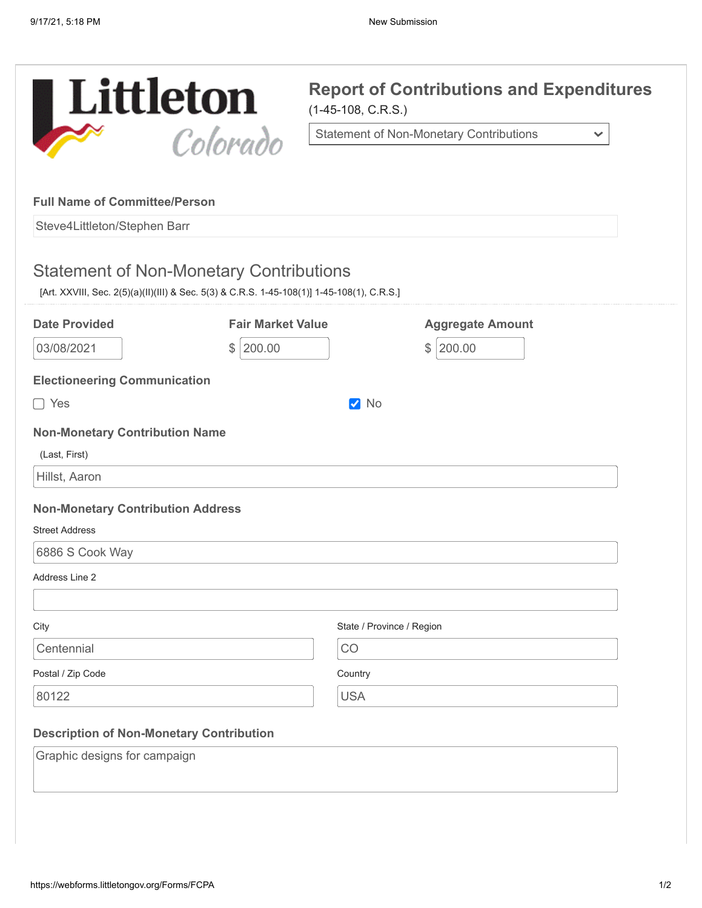# Report of Contributions and Expenditures

(1-45-108, C.R.S.)

Statement of Non-Monetary Contributions

**Full Name of Committee/Person**

Steve4Littleton/Stephen Barr

## Statement of Non-Monetary Contributions

[Art. XXVIII, Sec. 2(5)(a)(II)(III) & Sec. 5(3) & C.R.S. 1-45-108(1)] 1-45-108(1), C.R.S.]

| Date Provided | Fair Market Value | Aggregate Amount |
|---|---|---|
| 03/08/2021 | $ 200.00 | $ 200.00 |

**Electioneering Communication**

- [ ] Yes
- [x] No

**Non-Monetary Contribution Name**

(Last, First)

Hillst, Aaron

**Non-Monetary Contribution Address**

Street Address

6886 S Cook Way

Address Line 2

City

Centennial

State / Province / Region

CO

Postal / Zip Code

80122

Country

USA

**Description of Non-Monetary Contribution**

Graphic designs for campaign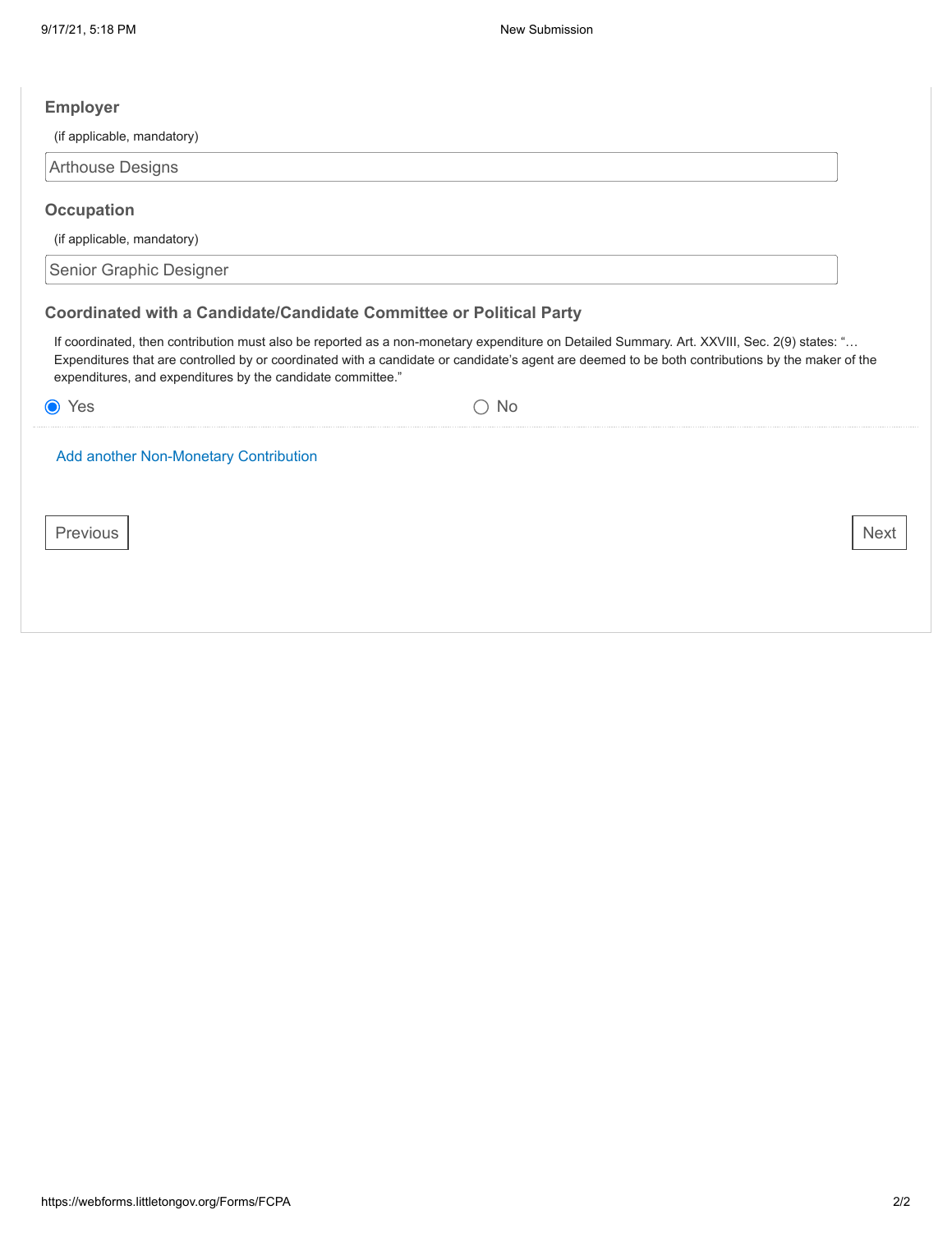### Employer

(if applicable, mandatory)

Arthouse Designs

### Occupation

(if applicable, mandatory)

Senior Graphic Designer

### Coordinated with a Candidate/Candidate Committee or Political Party

If coordinated, then contribution must also be reported as a non-monetary expenditure on Detailed Summary. Art. XXVIII, Sec. 2(9) states: "… Expenditures that are controlled by or coordinated with a candidate or candidate's agent are deemed to be both contributions by the maker of the expenditures, and expenditures by the candidate committee."

- [x] Yes
- [ ] No

Add another Non-Monetary Contribution

Previous

Next